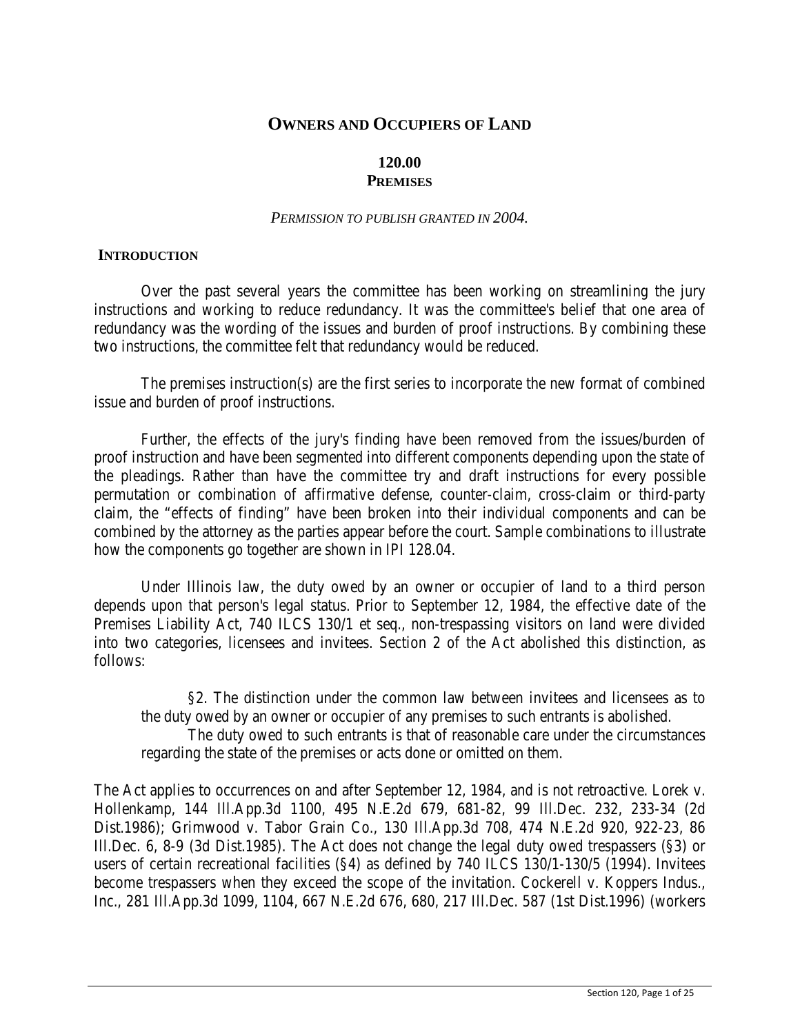# OWNERS AND OCCUPIERS OF LAND

## 120.00
## PREMISES

*PERMISSION TO PUBLISH GRANTED IN 2004.*

### INTRODUCTION

Over the past several years the committee has been working on streamlining the jury instructions and working to reduce redundancy. It was the committee's belief that one area of redundancy was the wording of the issues and burden of proof instructions. By combining these two instructions, the committee felt that redundancy would be reduced.

The premises instruction(s) are the first series to incorporate the new format of combined issue and burden of proof instructions.

Further, the effects of the jury's finding have been removed from the issues/burden of proof instruction and have been segmented into different components depending upon the state of the pleadings. Rather than have the committee try and draft instructions for every possible permutation or combination of affirmative defense, counter-claim, cross-claim or third-party claim, the "effects of finding" have been broken into their individual components and can be combined by the attorney as the parties appear before the court. Sample combinations to illustrate how the components go together are shown in IPI 128.04.

Under Illinois law, the duty owed by an owner or occupier of land to a third person depends upon that person's legal status. Prior to September 12, 1984, the effective date of the Premises Liability Act, 740 ILCS 130/1 et seq., non-trespassing visitors on land were divided into two categories, licensees and invitees. Section 2 of the Act abolished this distinction, as follows:

> §2. The distinction under the common law between invitees and licensees as to the duty owed by an owner or occupier of any premises to such entrants is abolished.
>
> The duty owed to such entrants is that of reasonable care under the circumstances regarding the state of the premises or acts done or omitted on them.

The Act applies to occurrences on and after September 12, 1984, and is not retroactive. Lorek v. Hollenkamp, 144 Ill.App.3d 1100, 495 N.E.2d 679, 681-82, 99 Ill.Dec. 232, 233-34 (2d Dist.1986); Grimwood v. Tabor Grain Co., 130 Ill.App.3d 708, 474 N.E.2d 920, 922-23, 86 Ill.Dec. 6, 8-9 (3d Dist.1985). The Act does not change the legal duty owed trespassers (§3) or users of certain recreational facilities (§4) as defined by 740 ILCS 130/1-130/5 (1994). Invitees become trespassers when they exceed the scope of the invitation. Cockerell v. Koppers Indus., Inc., 281 Ill.App.3d 1099, 1104, 667 N.E.2d 676, 680, 217 Ill.Dec. 587 (1st Dist.1996) (workers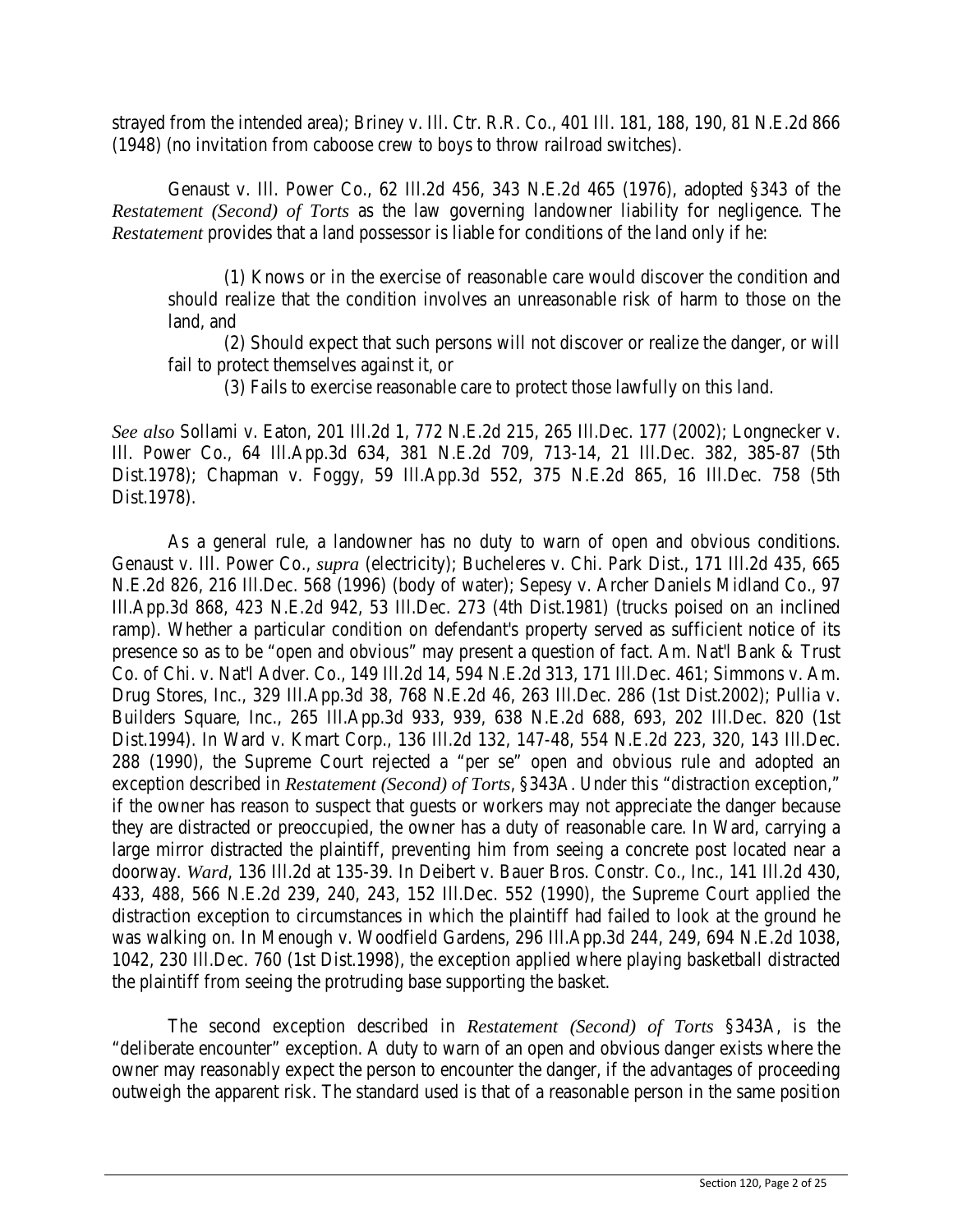strayed from the intended area); Briney v. Ill. Ctr. R.R. Co., 401 Ill. 181, 188, 190, 81 N.E.2d 866 (1948) (no invitation from caboose crew to boys to throw railroad switches).

Genaust v. Ill. Power Co., 62 Ill.2d 456, 343 N.E.2d 465 (1976), adopted §343 of the *Restatement (Second) of Torts* as the law governing landowner liability for negligence. The *Restatement* provides that a land possessor is liable for conditions of the land only if he:

> (1) Knows or in the exercise of reasonable care would discover the condition and should realize that the condition involves an unreasonable risk of harm to those on the land, and
>
> (2) Should expect that such persons will not discover or realize the danger, or will fail to protect themselves against it, or
>
> (3) Fails to exercise reasonable care to protect those lawfully on this land.

*See also* Sollami v. Eaton, 201 Ill.2d 1, 772 N.E.2d 215, 265 Ill.Dec. 177 (2002); Longnecker v. Ill. Power Co., 64 Ill.App.3d 634, 381 N.E.2d 709, 713-14, 21 Ill.Dec. 382, 385-87 (5th Dist.1978); Chapman v. Foggy, 59 Ill.App.3d 552, 375 N.E.2d 865, 16 Ill.Dec. 758 (5th Dist.1978).

As a general rule, a landowner has no duty to warn of open and obvious conditions. Genaust v. Ill. Power Co., *supra* (electricity); Bucheleres v. Chi. Park Dist., 171 Ill.2d 435, 665 N.E.2d 826, 216 Ill.Dec. 568 (1996) (body of water); Sepesy v. Archer Daniels Midland Co., 97 Ill.App.3d 868, 423 N.E.2d 942, 53 Ill.Dec. 273 (4th Dist.1981) (trucks poised on an inclined ramp). Whether a particular condition on defendant's property served as sufficient notice of its presence so as to be "open and obvious" may present a question of fact. Am. Nat'l Bank & Trust Co. of Chi. v. Nat'l Adver. Co., 149 Ill.2d 14, 594 N.E.2d 313, 171 Ill.Dec. 461; Simmons v. Am. Drug Stores, Inc., 329 Ill.App.3d 38, 768 N.E.2d 46, 263 Ill.Dec. 286 (1st Dist.2002); Pullia v. Builders Square, Inc., 265 Ill.App.3d 933, 939, 638 N.E.2d 688, 693, 202 Ill.Dec. 820 (1st Dist.1994). In Ward v. Kmart Corp., 136 Ill.2d 132, 147-48, 554 N.E.2d 223, 320, 143 Ill.Dec. 288 (1990), the Supreme Court rejected a "per se" open and obvious rule and adopted an exception described in *Restatement (Second) of Torts*, §343A. Under this "distraction exception," if the owner has reason to suspect that guests or workers may not appreciate the danger because they are distracted or preoccupied, the owner has a duty of reasonable care. In Ward, carrying a large mirror distracted the plaintiff, preventing him from seeing a concrete post located near a doorway. *Ward*, 136 Ill.2d at 135-39. In Deibert v. Bauer Bros. Constr. Co., Inc., 141 Ill.2d 430, 433, 488, 566 N.E.2d 239, 240, 243, 152 Ill.Dec. 552 (1990), the Supreme Court applied the distraction exception to circumstances in which the plaintiff had failed to look at the ground he was walking on. In Menough v. Woodfield Gardens, 296 Ill.App.3d 244, 249, 694 N.E.2d 1038, 1042, 230 Ill.Dec. 760 (1st Dist.1998), the exception applied where playing basketball distracted the plaintiff from seeing the protruding base supporting the basket.

The second exception described in *Restatement (Second) of Torts* §343A, is the "deliberate encounter" exception. A duty to warn of an open and obvious danger exists where the owner may reasonably expect the person to encounter the danger, if the advantages of proceeding outweigh the apparent risk. The standard used is that of a reasonable person in the same position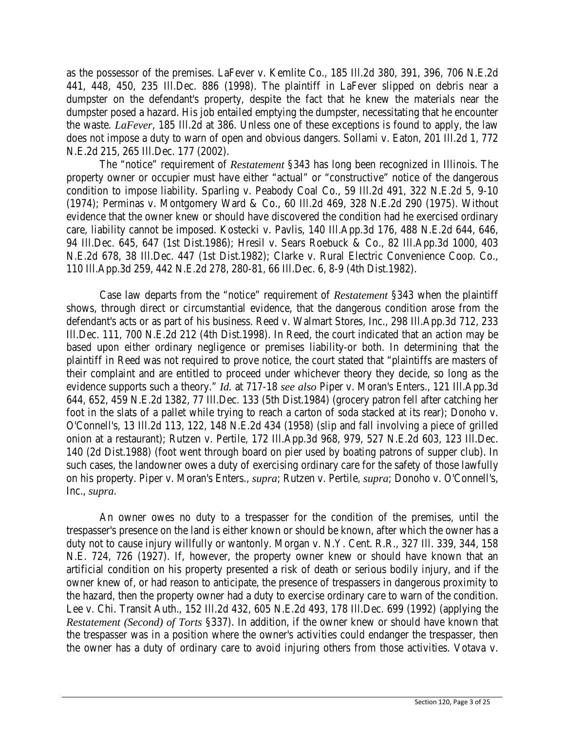as the possessor of the premises. LaFever v. Kemlite Co., 185 Ill.2d 380, 391, 396, 706 N.E.2d 441, 448, 450, 235 Ill.Dec. 886 (1998). The plaintiff in LaFever slipped on debris near a dumpster on the defendant's property, despite the fact that he knew the materials near the dumpster posed a hazard. His job entailed emptying the dumpster, necessitating that he encounter the waste. *LaFever*, 185 Ill.2d at 386. Unless one of these exceptions is found to apply, the law does not impose a duty to warn of open and obvious dangers. Sollami v. Eaton, 201 Ill.2d 1, 772 N.E.2d 215, 265 Ill.Dec. 177 (2002).

The "notice" requirement of *Restatement* §343 has long been recognized in Illinois. The property owner or occupier must have either "actual" or "constructive" notice of the dangerous condition to impose liability. Sparling v. Peabody Coal Co., 59 Ill.2d 491, 322 N.E.2d 5, 9-10 (1974); Perminas v. Montgomery Ward & Co., 60 Ill.2d 469, 328 N.E.2d 290 (1975). Without evidence that the owner knew or should have discovered the condition had he exercised ordinary care, liability cannot be imposed. Kostecki v. Pavlis, 140 Ill.App.3d 176, 488 N.E.2d 644, 646, 94 Ill.Dec. 645, 647 (1st Dist.1986); Hresil v. Sears Roebuck & Co., 82 Ill.App.3d 1000, 403 N.E.2d 678, 38 Ill.Dec. 447 (1st Dist.1982); Clarke v. Rural Electric Convenience Coop. Co., 110 Ill.App.3d 259, 442 N.E.2d 278, 280-81, 66 Ill.Dec. 6, 8-9 (4th Dist.1982).

Case law departs from the "notice" requirement of *Restatement* §343 when the plaintiff shows, through direct or circumstantial evidence, that the dangerous condition arose from the defendant's acts or as part of his business. Reed v. Walmart Stores, Inc., 298 Ill.App.3d 712, 233 Ill.Dec. 111, 700 N.E.2d 212 (4th Dist.1998). In Reed, the court indicated that an action may be based upon either ordinary negligence or premises liability-or both. In determining that the plaintiff in Reed was not required to prove notice, the court stated that "plaintiffs are masters of their complaint and are entitled to proceed under whichever theory they decide, so long as the evidence supports such a theory." *Id.* at 717-18 *see also* Piper v. Moran's Enters., 121 Ill.App.3d 644, 652, 459 N.E.2d 1382, 77 Ill.Dec. 133 (5th Dist.1984) (grocery patron fell after catching her foot in the slats of a pallet while trying to reach a carton of soda stacked at its rear); Donoho v. O'Connell's, 13 Ill.2d 113, 122, 148 N.E.2d 434 (1958) (slip and fall involving a piece of grilled onion at a restaurant); Rutzen v. Pertile, 172 Ill.App.3d 968, 979, 527 N.E.2d 603, 123 Ill.Dec. 140 (2d Dist.1988) (foot went through board on pier used by boating patrons of supper club). In such cases, the landowner owes a duty of exercising ordinary care for the safety of those lawfully on his property. Piper v. Moran's Enters., *supra*; Rutzen v. Pertile, *supra*; Donoho v. O'Connell's, Inc., *supra*.

An owner owes no duty to a trespasser for the condition of the premises, until the trespasser's presence on the land is either known or should be known, after which the owner has a duty not to cause injury willfully or wantonly. Morgan v. N.Y. Cent. R.R., 327 Ill. 339, 344, 158 N.E. 724, 726 (1927). If, however, the property owner knew or should have known that an artificial condition on his property presented a risk of death or serious bodily injury, and if the owner knew of, or had reason to anticipate, the presence of trespassers in dangerous proximity to the hazard, then the property owner had a duty to exercise ordinary care to warn of the condition. Lee v. Chi. Transit Auth., 152 Ill.2d 432, 605 N.E.2d 493, 178 Ill.Dec. 699 (1992) (applying the *Restatement (Second) of Torts* §337). In addition, if the owner knew or should have known that the trespasser was in a position where the owner's activities could endanger the trespasser, then the owner has a duty of ordinary care to avoid injuring others from those activities. Votava v.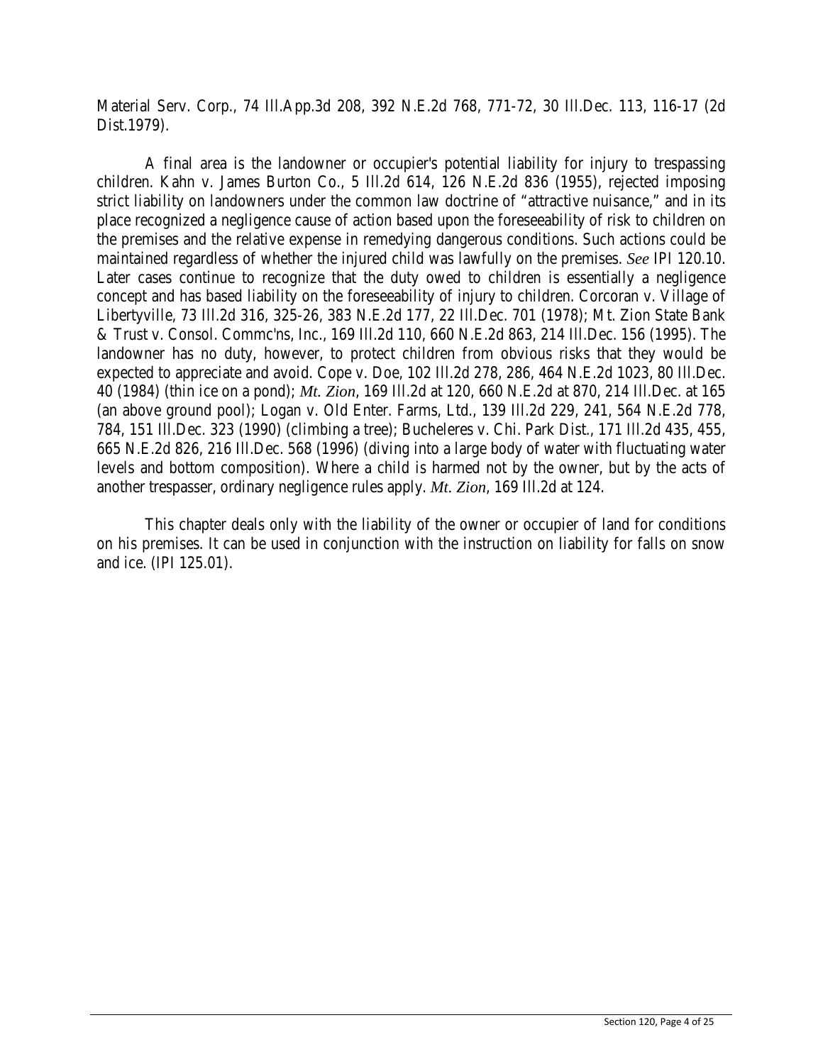Material Serv. Corp., 74 Ill.App.3d 208, 392 N.E.2d 768, 771-72, 30 Ill.Dec. 113, 116-17 (2d Dist.1979).

A final area is the landowner or occupier's potential liability for injury to trespassing children. Kahn v. James Burton Co., 5 Ill.2d 614, 126 N.E.2d 836 (1955), rejected imposing strict liability on landowners under the common law doctrine of "attractive nuisance," and in its place recognized a negligence cause of action based upon the foreseeability of risk to children on the premises and the relative expense in remedying dangerous conditions. Such actions could be maintained regardless of whether the injured child was lawfully on the premises. *See* IPI 120.10. Later cases continue to recognize that the duty owed to children is essentially a negligence concept and has based liability on the foreseeability of injury to children. Corcoran v. Village of Libertyville, 73 Ill.2d 316, 325-26, 383 N.E.2d 177, 22 Ill.Dec. 701 (1978); Mt. Zion State Bank & Trust v. Consol. Commc'ns, Inc., 169 Ill.2d 110, 660 N.E.2d 863, 214 Ill.Dec. 156 (1995). The landowner has no duty, however, to protect children from obvious risks that they would be expected to appreciate and avoid. Cope v. Doe, 102 Ill.2d 278, 286, 464 N.E.2d 1023, 80 Ill.Dec. 40 (1984) (thin ice on a pond); *Mt. Zion*, 169 Ill.2d at 120, 660 N.E.2d at 870, 214 Ill.Dec. at 165 (an above ground pool); Logan v. Old Enter. Farms, Ltd., 139 Ill.2d 229, 241, 564 N.E.2d 778, 784, 151 Ill.Dec. 323 (1990) (climbing a tree); Bucheleres v. Chi. Park Dist., 171 Ill.2d 435, 455, 665 N.E.2d 826, 216 Ill.Dec. 568 (1996) (diving into a large body of water with fluctuating water levels and bottom composition). Where a child is harmed not by the owner, but by the acts of another trespasser, ordinary negligence rules apply. *Mt. Zion*, 169 Ill.2d at 124.

This chapter deals only with the liability of the owner or occupier of land for conditions on his premises. It can be used in conjunction with the instruction on liability for falls on snow and ice. (IPI 125.01).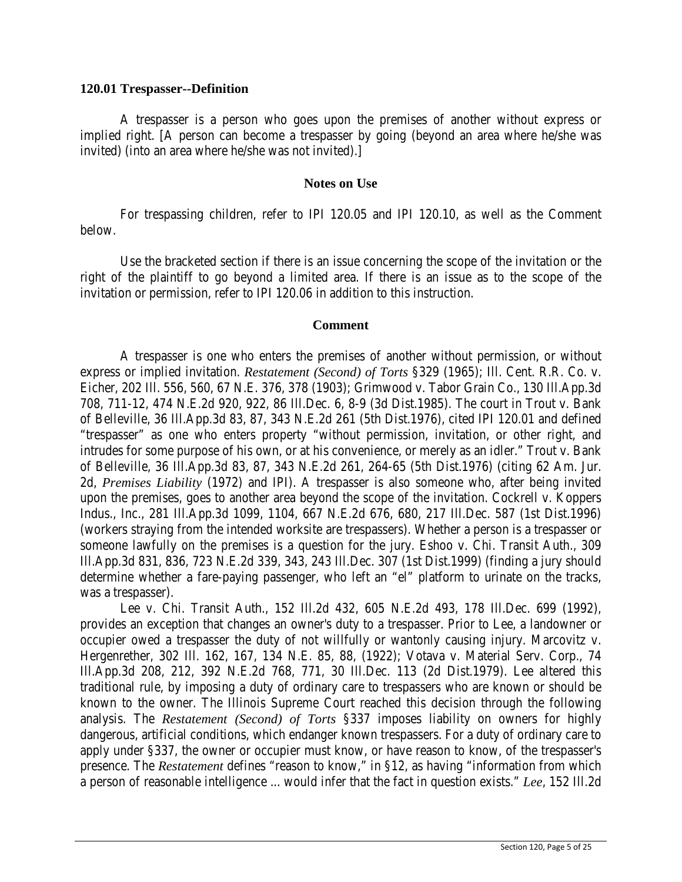### 120.01 Trespasser--Definition

A trespasser is a person who goes upon the premises of another without express or implied right. [A person can become a trespasser by going (beyond an area where he/she was invited) (into an area where he/she was not invited).]

#### Notes on Use

For trespassing children, refer to IPI 120.05 and IPI 120.10, as well as the Comment below.

Use the bracketed section if there is an issue concerning the scope of the invitation or the right of the plaintiff to go beyond a limited area. If there is an issue as to the scope of the invitation or permission, refer to IPI 120.06 in addition to this instruction.

#### Comment

A trespasser is one who enters the premises of another without permission, or without express or implied invitation. *Restatement (Second) of Torts* §329 (1965); Ill. Cent. R.R. Co. v. Eicher, 202 Ill. 556, 560, 67 N.E. 376, 378 (1903); Grimwood v. Tabor Grain Co., 130 Ill.App.3d 708, 711-12, 474 N.E.2d 920, 922, 86 Ill.Dec. 6, 8-9 (3d Dist.1985). The court in Trout v. Bank of Belleville, 36 Ill.App.3d 83, 87, 343 N.E.2d 261 (5th Dist.1976), cited IPI 120.01 and defined "trespasser" as one who enters property "without permission, invitation, or other right, and intrudes for some purpose of his own, or at his convenience, or merely as an idler." Trout v. Bank of Belleville, 36 Ill.App.3d 83, 87, 343 N.E.2d 261, 264-65 (5th Dist.1976) (citing 62 Am. Jur. 2d, *Premises Liability* (1972) and IPI). A trespasser is also someone who, after being invited upon the premises, goes to another area beyond the scope of the invitation. Cockrell v. Koppers Indus., Inc., 281 Ill.App.3d 1099, 1104, 667 N.E.2d 676, 680, 217 Ill.Dec. 587 (1st Dist.1996) (workers straying from the intended worksite are trespassers). Whether a person is a trespasser or someone lawfully on the premises is a question for the jury. Eshoo v. Chi. Transit Auth., 309 Ill.App.3d 831, 836, 723 N.E.2d 339, 343, 243 Ill.Dec. 307 (1st Dist.1999) (finding a jury should determine whether a fare-paying passenger, who left an "el" platform to urinate on the tracks, was a trespasser).

Lee v. Chi. Transit Auth., 152 Ill.2d 432, 605 N.E.2d 493, 178 Ill.Dec. 699 (1992), provides an exception that changes an owner's duty to a trespasser. Prior to Lee, a landowner or occupier owed a trespasser the duty of not willfully or wantonly causing injury. Marcovitz v. Hergenrether, 302 Ill. 162, 167, 134 N.E. 85, 88, (1922); Votava v. Material Serv. Corp., 74 Ill.App.3d 208, 212, 392 N.E.2d 768, 771, 30 Ill.Dec. 113 (2d Dist.1979). Lee altered this traditional rule, by imposing a duty of ordinary care to trespassers who are known or should be known to the owner. The Illinois Supreme Court reached this decision through the following analysis. The *Restatement (Second) of Torts* §337 imposes liability on owners for highly dangerous, artificial conditions, which endanger known trespassers. For a duty of ordinary care to apply under §337, the owner or occupier must know, or have reason to know, of the trespasser's presence. The *Restatement* defines "reason to know," in §12, as having "information from which a person of reasonable intelligence ... would infer that the fact in question exists." *Lee*, 152 Ill.2d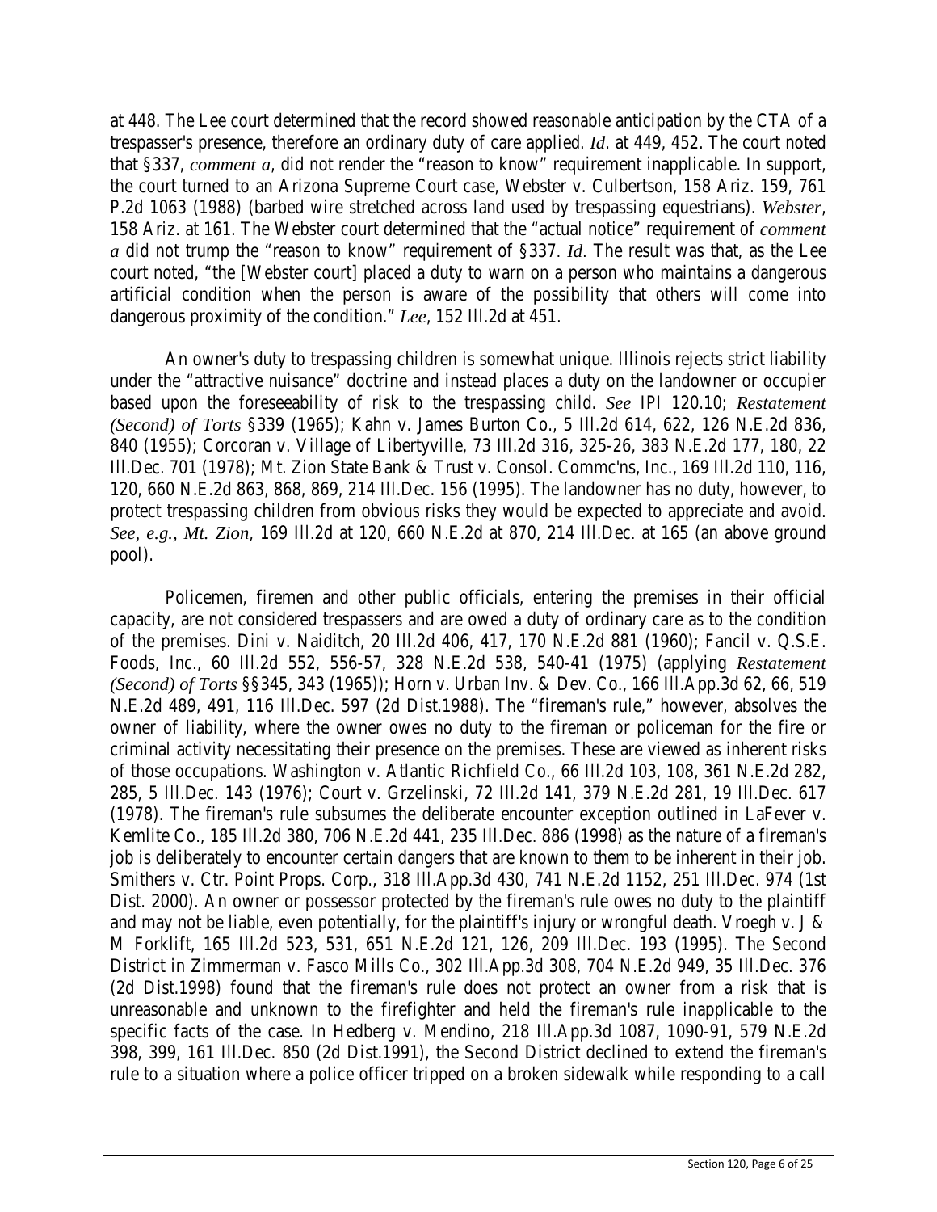at 448. The Lee court determined that the record showed reasonable anticipation by the CTA of a trespasser's presence, therefore an ordinary duty of care applied. *Id*. at 449, 452. The court noted that §337, *comment a*, did not render the "reason to know" requirement inapplicable. In support, the court turned to an Arizona Supreme Court case, Webster v. Culbertson, 158 Ariz. 159, 761 P.2d 1063 (1988) (barbed wire stretched across land used by trespassing equestrians). *Webster*, 158 Ariz. at 161. The Webster court determined that the "actual notice" requirement of *comment a* did not trump the "reason to know" requirement of §337. *Id*. The result was that, as the Lee court noted, "the [Webster court] placed a duty to warn on a person who maintains a dangerous artificial condition when the person is aware of the possibility that others will come into dangerous proximity of the condition." *Lee*, 152 Ill.2d at 451.

An owner's duty to trespassing children is somewhat unique. Illinois rejects strict liability under the "attractive nuisance" doctrine and instead places a duty on the landowner or occupier based upon the foreseeability of risk to the trespassing child. *See* IPI 120.10; *Restatement (Second) of Torts* §339 (1965); Kahn v. James Burton Co., 5 Ill.2d 614, 622, 126 N.E.2d 836, 840 (1955); Corcoran v. Village of Libertyville, 73 Ill.2d 316, 325-26, 383 N.E.2d 177, 180, 22 Ill.Dec. 701 (1978); Mt. Zion State Bank & Trust v. Consol. Commc'ns, Inc., 169 Ill.2d 110, 116, 120, 660 N.E.2d 863, 868, 869, 214 Ill.Dec. 156 (1995). The landowner has no duty, however, to protect trespassing children from obvious risks they would be expected to appreciate and avoid. *See, e.g., Mt. Zion*, 169 Ill.2d at 120, 660 N.E.2d at 870, 214 Ill.Dec. at 165 (an above ground pool).

Policemen, firemen and other public officials, entering the premises in their official capacity, are not considered trespassers and are owed a duty of ordinary care as to the condition of the premises. Dini v. Naiditch, 20 Ill.2d 406, 417, 170 N.E.2d 881 (1960); Fancil v. Q.S.E. Foods, Inc., 60 Ill.2d 552, 556-57, 328 N.E.2d 538, 540-41 (1975) (applying *Restatement (Second) of Torts* §§345, 343 (1965)); Horn v. Urban Inv. & Dev. Co., 166 Ill.App.3d 62, 66, 519 N.E.2d 489, 491, 116 Ill.Dec. 597 (2d Dist.1988). The "fireman's rule," however, absolves the owner of liability, where the owner owes no duty to the fireman or policeman for the fire or criminal activity necessitating their presence on the premises. These are viewed as inherent risks of those occupations. Washington v. Atlantic Richfield Co., 66 Ill.2d 103, 108, 361 N.E.2d 282, 285, 5 Ill.Dec. 143 (1976); Court v. Grzelinski, 72 Ill.2d 141, 379 N.E.2d 281, 19 Ill.Dec. 617 (1978). The fireman's rule subsumes the deliberate encounter exception outlined in LaFever v. Kemlite Co., 185 Ill.2d 380, 706 N.E.2d 441, 235 Ill.Dec. 886 (1998) as the nature of a fireman's job is deliberately to encounter certain dangers that are known to them to be inherent in their job. Smithers v. Ctr. Point Props. Corp., 318 Ill.App.3d 430, 741 N.E.2d 1152, 251 Ill.Dec. 974 (1st Dist. 2000). An owner or possessor protected by the fireman's rule owes no duty to the plaintiff and may not be liable, even potentially, for the plaintiff's injury or wrongful death. Vroegh v. J & M Forklift, 165 Ill.2d 523, 531, 651 N.E.2d 121, 126, 209 Ill.Dec. 193 (1995). The Second District in Zimmerman v. Fasco Mills Co., 302 Ill.App.3d 308, 704 N.E.2d 949, 35 Ill.Dec. 376 (2d Dist.1998) found that the fireman's rule does not protect an owner from a risk that is unreasonable and unknown to the firefighter and held the fireman's rule inapplicable to the specific facts of the case. In Hedberg v. Mendino, 218 Ill.App.3d 1087, 1090-91, 579 N.E.2d 398, 399, 161 Ill.Dec. 850 (2d Dist.1991), the Second District declined to extend the fireman's rule to a situation where a police officer tripped on a broken sidewalk while responding to a call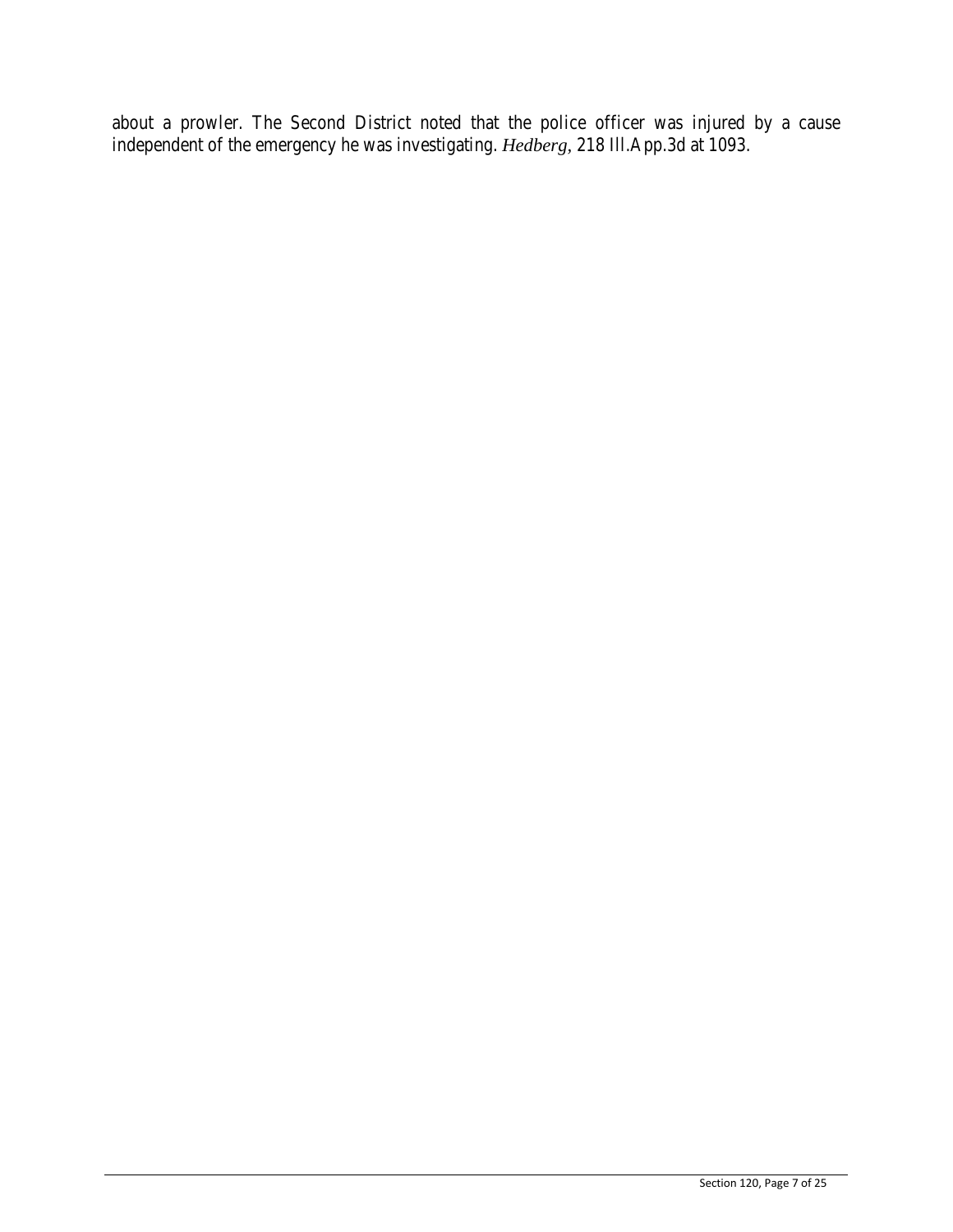about a prowler. The Second District noted that the police officer was injured by a cause independent of the emergency he was investigating. *Hedberg*, 218 Ill.App.3d at 1093.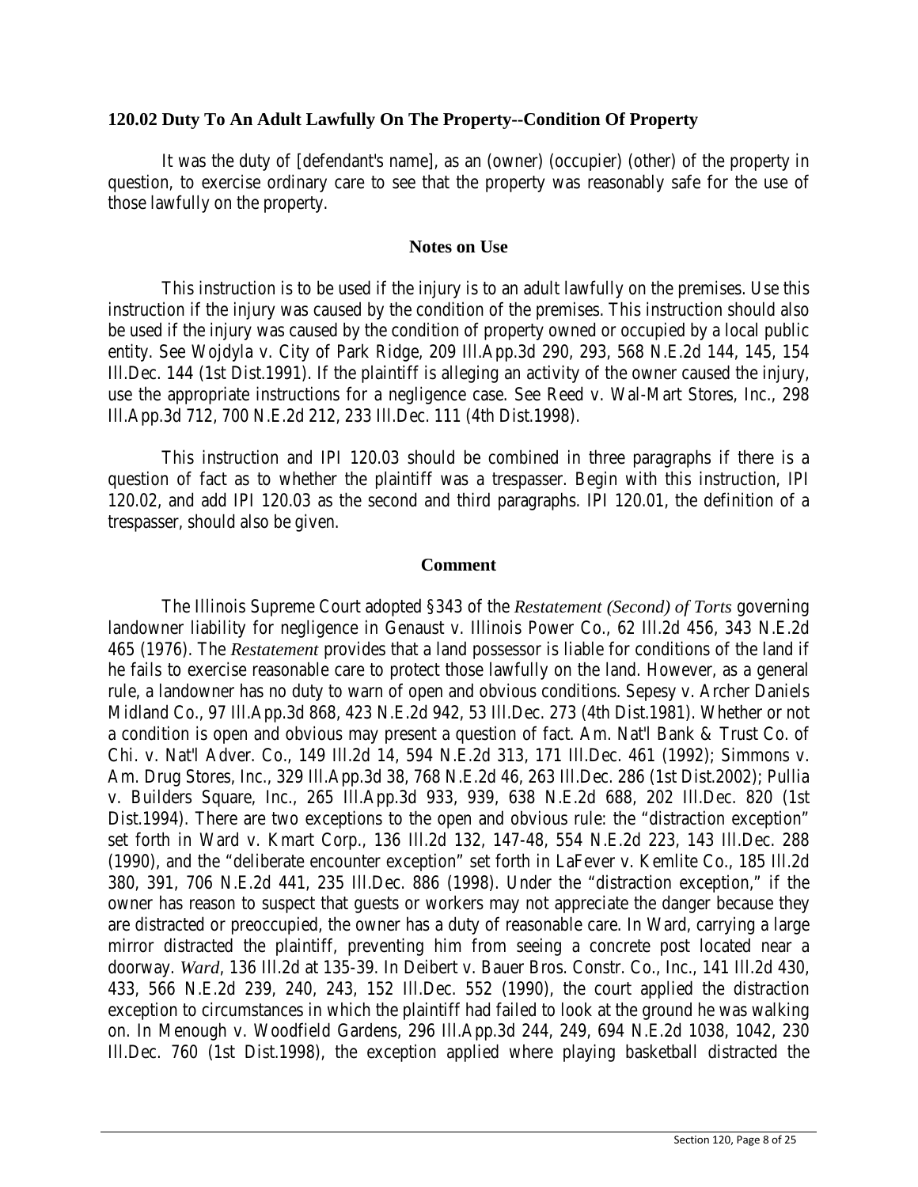### 120.02 Duty To An Adult Lawfully On The Property--Condition Of Property

It was the duty of [defendant's name], as an (owner) (occupier) (other) of the property in question, to exercise ordinary care to see that the property was reasonably safe for the use of those lawfully on the property.

#### Notes on Use

This instruction is to be used if the injury is to an adult lawfully on the premises. Use this instruction if the injury was caused by the condition of the premises. This instruction should also be used if the injury was caused by the condition of property owned or occupied by a local public entity. See Wojdyla v. City of Park Ridge, 209 Ill.App.3d 290, 293, 568 N.E.2d 144, 145, 154 Ill.Dec. 144 (1st Dist.1991). If the plaintiff is alleging an activity of the owner caused the injury, use the appropriate instructions for a negligence case. See Reed v. Wal-Mart Stores, Inc., 298 Ill.App.3d 712, 700 N.E.2d 212, 233 Ill.Dec. 111 (4th Dist.1998).

This instruction and IPI 120.03 should be combined in three paragraphs if there is a question of fact as to whether the plaintiff was a trespasser. Begin with this instruction, IPI 120.02, and add IPI 120.03 as the second and third paragraphs. IPI 120.01, the definition of a trespasser, should also be given.

#### Comment

The Illinois Supreme Court adopted §343 of the *Restatement (Second) of Torts* governing landowner liability for negligence in Genaust v. Illinois Power Co., 62 Ill.2d 456, 343 N.E.2d 465 (1976). The *Restatement* provides that a land possessor is liable for conditions of the land if he fails to exercise reasonable care to protect those lawfully on the land. However, as a general rule, a landowner has no duty to warn of open and obvious conditions. Sepesy v. Archer Daniels Midland Co., 97 Ill.App.3d 868, 423 N.E.2d 942, 53 Ill.Dec. 273 (4th Dist.1981). Whether or not a condition is open and obvious may present a question of fact. Am. Nat'l Bank & Trust Co. of Chi. v. Nat'l Adver. Co., 149 Ill.2d 14, 594 N.E.2d 313, 171 Ill.Dec. 461 (1992); Simmons v. Am. Drug Stores, Inc., 329 Ill.App.3d 38, 768 N.E.2d 46, 263 Ill.Dec. 286 (1st Dist.2002); Pullia v. Builders Square, Inc., 265 Ill.App.3d 933, 939, 638 N.E.2d 688, 202 Ill.Dec. 820 (1st Dist.1994). There are two exceptions to the open and obvious rule: the "distraction exception" set forth in Ward v. Kmart Corp., 136 Ill.2d 132, 147-48, 554 N.E.2d 223, 143 Ill.Dec. 288 (1990), and the "deliberate encounter exception" set forth in LaFever v. Kemlite Co., 185 Ill.2d 380, 391, 706 N.E.2d 441, 235 Ill.Dec. 886 (1998). Under the "distraction exception," if the owner has reason to suspect that guests or workers may not appreciate the danger because they are distracted or preoccupied, the owner has a duty of reasonable care. In Ward, carrying a large mirror distracted the plaintiff, preventing him from seeing a concrete post located near a doorway. *Ward*, 136 Ill.2d at 135-39. In Deibert v. Bauer Bros. Constr. Co., Inc., 141 Ill.2d 430, 433, 566 N.E.2d 239, 240, 243, 152 Ill.Dec. 552 (1990), the court applied the distraction exception to circumstances in which the plaintiff had failed to look at the ground he was walking on. In Menough v. Woodfield Gardens, 296 Ill.App.3d 244, 249, 694 N.E.2d 1038, 1042, 230 Ill.Dec. 760 (1st Dist.1998), the exception applied where playing basketball distracted the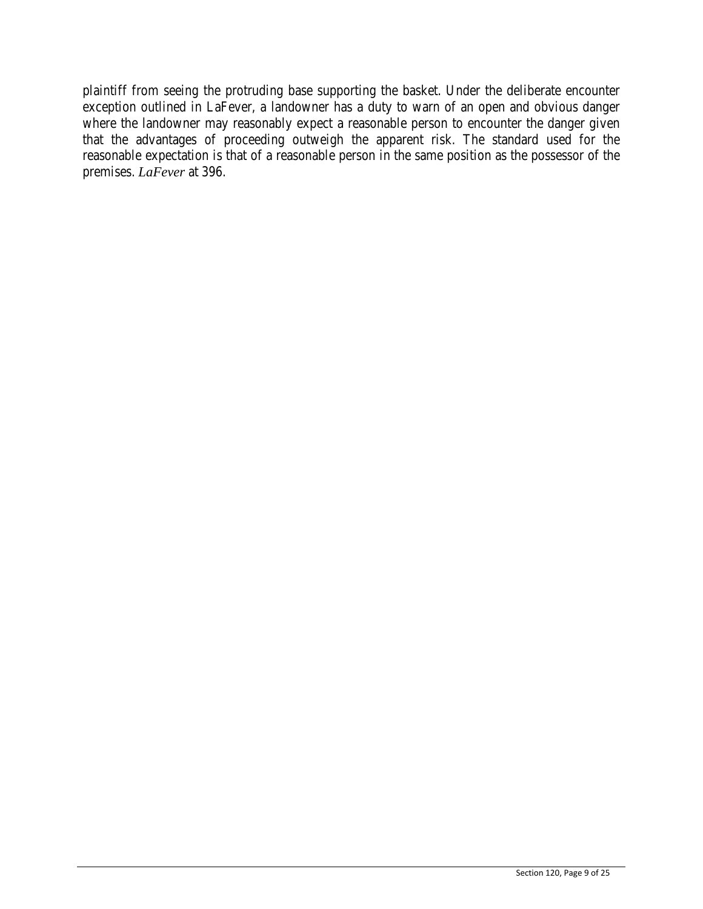plaintiff from seeing the protruding base supporting the basket. Under the deliberate encounter exception outlined in LaFever, a landowner has a duty to warn of an open and obvious danger where the landowner may reasonably expect a reasonable person to encounter the danger given that the advantages of proceeding outweigh the apparent risk. The standard used for the reasonable expectation is that of a reasonable person in the same position as the possessor of the premises. *LaFever* at 396.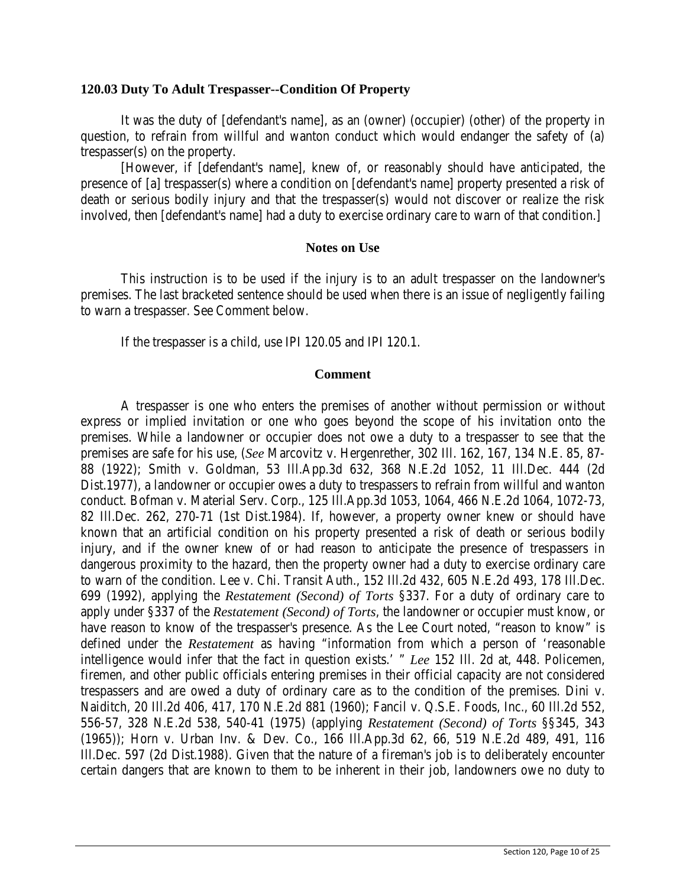### 120.03 Duty To Adult Trespasser--Condition Of Property

It was the duty of [defendant's name], as an (owner) (occupier) (other) of the property in question, to refrain from willful and wanton conduct which would endanger the safety of (a) trespasser(s) on the property.

[However, if [defendant's name], knew of, or reasonably should have anticipated, the presence of [a] trespasser(s) where a condition on [defendant's name] property presented a risk of death or serious bodily injury and that the trespasser(s) would not discover or realize the risk involved, then [defendant's name] had a duty to exercise ordinary care to warn of that condition.]

#### Notes on Use

This instruction is to be used if the injury is to an adult trespasser on the landowner's premises. The last bracketed sentence should be used when there is an issue of negligently failing to warn a trespasser. See Comment below.

If the trespasser is a child, use IPI 120.05 and IPI 120.1.

#### Comment

A trespasser is one who enters the premises of another without permission or without express or implied invitation or one who goes beyond the scope of his invitation onto the premises. While a landowner or occupier does not owe a duty to a trespasser to see that the premises are safe for his use, (*See* Marcovitz v. Hergenrether, 302 Ill. 162, 167, 134 N.E. 85, 87-88 (1922); Smith v. Goldman, 53 Ill.App.3d 632, 368 N.E.2d 1052, 11 Ill.Dec. 444 (2d Dist.1977), a landowner or occupier owes a duty to trespassers to refrain from willful and wanton conduct. Bofman v. Material Serv. Corp., 125 Ill.App.3d 1053, 1064, 466 N.E.2d 1064, 1072-73, 82 Ill.Dec. 262, 270-71 (1st Dist.1984). If, however, a property owner knew or should have known that an artificial condition on his property presented a risk of death or serious bodily injury, and if the owner knew of or had reason to anticipate the presence of trespassers in dangerous proximity to the hazard, then the property owner had a duty to exercise ordinary care to warn of the condition. Lee v. Chi. Transit Auth., 152 Ill.2d 432, 605 N.E.2d 493, 178 Ill.Dec. 699 (1992), applying the *Restatement (Second) of Torts* §337. For a duty of ordinary care to apply under §337 of the *Restatement (Second) of Torts*, the landowner or occupier must know, or have reason to know of the trespasser's presence. As the Lee Court noted, "reason to know" is defined under the *Restatement* as having "information from which a person of 'reasonable intelligence would infer that the fact in question exists.' " *Lee* 152 Ill. 2d at, 448. Policemen, firemen, and other public officials entering premises in their official capacity are not considered trespassers and are owed a duty of ordinary care as to the condition of the premises. Dini v. Naiditch, 20 Ill.2d 406, 417, 170 N.E.2d 881 (1960); Fancil v. Q.S.E. Foods, Inc., 60 Ill.2d 552, 556-57, 328 N.E.2d 538, 540-41 (1975) (applying *Restatement (Second) of Torts* §§345, 343 (1965)); Horn v. Urban Inv. & Dev. Co., 166 Ill.App.3d 62, 66, 519 N.E.2d 489, 491, 116 Ill.Dec. 597 (2d Dist.1988). Given that the nature of a fireman's job is to deliberately encounter certain dangers that are known to them to be inherent in their job, landowners owe no duty to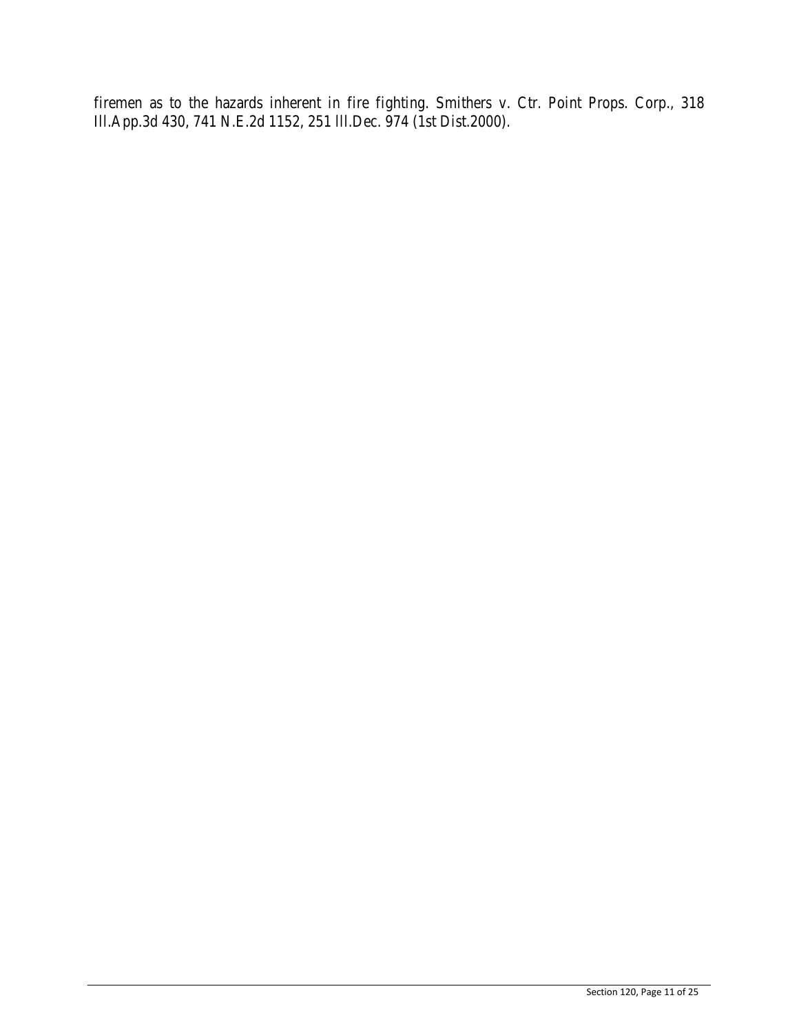firemen as to the hazards inherent in fire fighting. Smithers v. Ctr. Point Props. Corp., 318 Ill.App.3d 430, 741 N.E.2d 1152, 251 Ill.Dec. 974 (1st Dist.2000).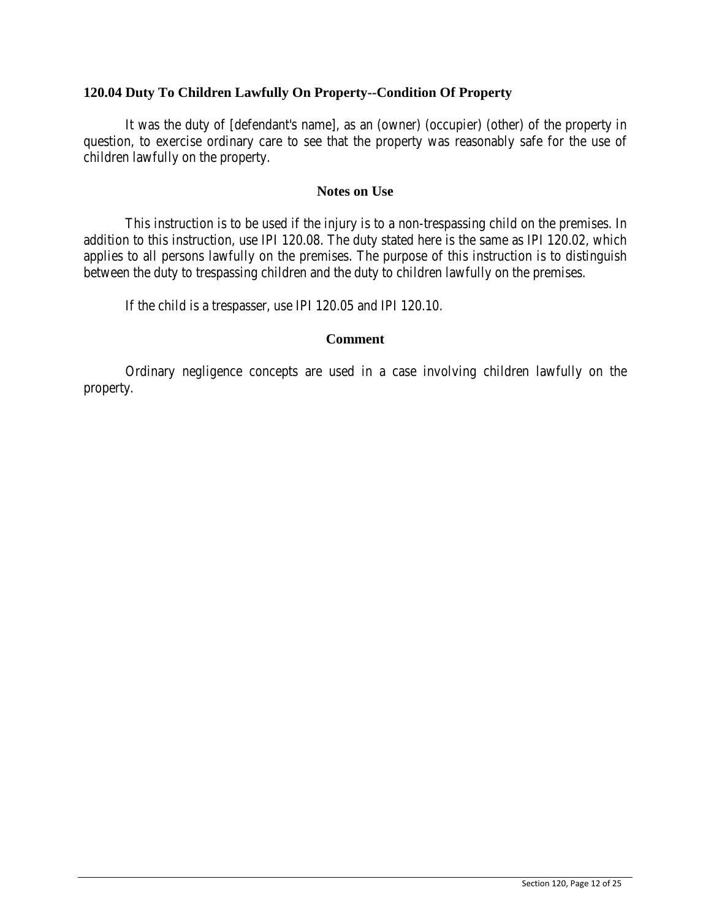## 120.04 Duty To Children Lawfully On Property--Condition Of Property

It was the duty of [defendant's name], as an (owner) (occupier) (other) of the property in question, to exercise ordinary care to see that the property was reasonably safe for the use of children lawfully on the property.

### Notes on Use

This instruction is to be used if the injury is to a non-trespassing child on the premises. In addition to this instruction, use IPI 120.08. The duty stated here is the same as IPI 120.02, which applies to all persons lawfully on the premises. The purpose of this instruction is to distinguish between the duty to trespassing children and the duty to children lawfully on the premises.

If the child is a trespasser, use IPI 120.05 and IPI 120.10.

### Comment

Ordinary negligence concepts are used in a case involving children lawfully on the property.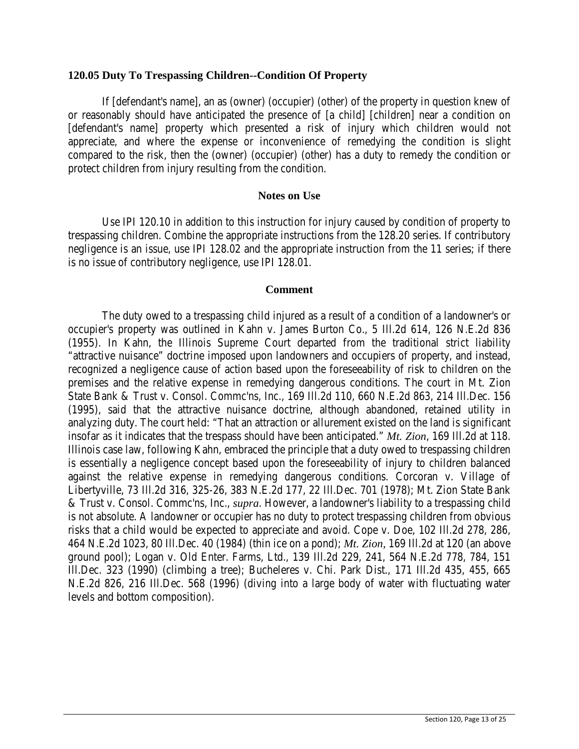## 120.05 Duty To Trespassing Children--Condition Of Property

If [defendant's name], an as (owner) (occupier) (other) of the property in question knew of or reasonably should have anticipated the presence of [a child] [children] near a condition on [defendant's name] property which presented a risk of injury which children would not appreciate, and where the expense or inconvenience of remedying the condition is slight compared to the risk, then the (owner) (occupier) (other) has a duty to remedy the condition or protect children from injury resulting from the condition.

### Notes on Use

Use IPI 120.10 in addition to this instruction for injury caused by condition of property to trespassing children. Combine the appropriate instructions from the 128.20 series. If contributory negligence is an issue, use IPI 128.02 and the appropriate instruction from the 11 series; if there is no issue of contributory negligence, use IPI 128.01.

### Comment

The duty owed to a trespassing child injured as a result of a condition of a landowner's or occupier's property was outlined in Kahn v. James Burton Co., 5 Ill.2d 614, 126 N.E.2d 836 (1955). In Kahn, the Illinois Supreme Court departed from the traditional strict liability "attractive nuisance" doctrine imposed upon landowners and occupiers of property, and instead, recognized a negligence cause of action based upon the foreseeability of risk to children on the premises and the relative expense in remedying dangerous conditions. The court in Mt. Zion State Bank & Trust v. Consol. Commc'ns, Inc., 169 Ill.2d 110, 660 N.E.2d 863, 214 Ill.Dec. 156 (1995), said that the attractive nuisance doctrine, although abandoned, retained utility in analyzing duty. The court held: "That an attraction or allurement existed on the land is significant insofar as it indicates that the trespass should have been anticipated." *Mt. Zion*, 169 Ill.2d at 118. Illinois case law, following Kahn, embraced the principle that a duty owed to trespassing children is essentially a negligence concept based upon the foreseeability of injury to children balanced against the relative expense in remedying dangerous conditions. Corcoran v. Village of Libertyville, 73 Ill.2d 316, 325-26, 383 N.E.2d 177, 22 Ill.Dec. 701 (1978); Mt. Zion State Bank & Trust v. Consol. Commc'ns, Inc., *supra*. However, a landowner's liability to a trespassing child is not absolute. A landowner or occupier has no duty to protect trespassing children from obvious risks that a child would be expected to appreciate and avoid. Cope v. Doe, 102 Ill.2d 278, 286, 464 N.E.2d 1023, 80 Ill.Dec. 40 (1984) (thin ice on a pond); *Mt. Zion*, 169 Ill.2d at 120 (an above ground pool); Logan v. Old Enter. Farms, Ltd., 139 Ill.2d 229, 241, 564 N.E.2d 778, 784, 151 Ill.Dec. 323 (1990) (climbing a tree); Bucheleres v. Chi. Park Dist., 171 Ill.2d 435, 455, 665 N.E.2d 826, 216 Ill.Dec. 568 (1996) (diving into a large body of water with fluctuating water levels and bottom composition).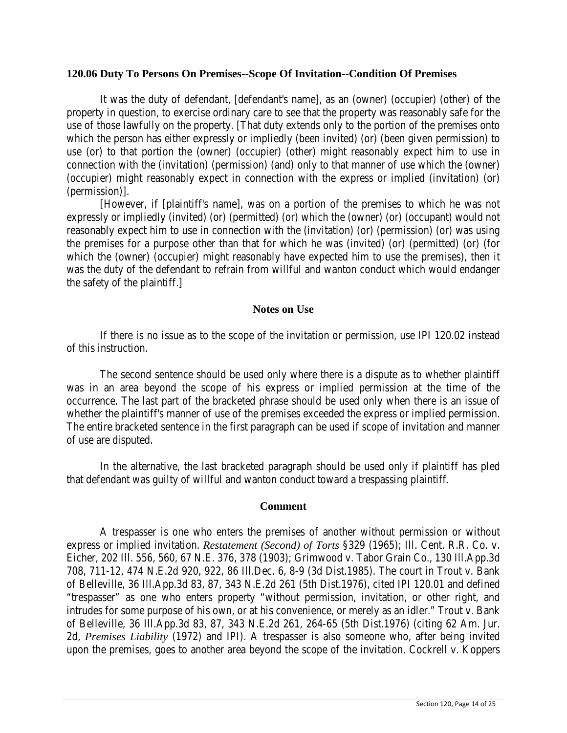### 120.06 Duty To Persons On Premises--Scope Of Invitation--Condition Of Premises

It was the duty of defendant, [defendant's name], as an (owner) (occupier) (other) of the property in question, to exercise ordinary care to see that the property was reasonably safe for the use of those lawfully on the property. [That duty extends only to the portion of the premises onto which the person has either expressly or impliedly (been invited) (or) (been given permission) to use (or) to that portion the (owner) (occupier) (other) might reasonably expect him to use in connection with the (invitation) (permission) (and) only to that manner of use which the (owner) (occupier) might reasonably expect in connection with the express or implied (invitation) (or) (permission)].

[However, if [plaintiff's name], was on a portion of the premises to which he was not expressly or impliedly (invited) (or) (permitted) (or) which the (owner) (or) (occupant) would not reasonably expect him to use in connection with the (invitation) (or) (permission) (or) was using the premises for a purpose other than that for which he was (invited) (or) (permitted) (or) (for which the (owner) (occupier) might reasonably have expected him to use the premises), then it was the duty of the defendant to refrain from willful and wanton conduct which would endanger the safety of the plaintiff.]

#### Notes on Use

If there is no issue as to the scope of the invitation or permission, use IPI 120.02 instead of this instruction.

The second sentence should be used only where there is a dispute as to whether plaintiff was in an area beyond the scope of his express or implied permission at the time of the occurrence. The last part of the bracketed phrase should be used only when there is an issue of whether the plaintiff's manner of use of the premises exceeded the express or implied permission. The entire bracketed sentence in the first paragraph can be used if scope of invitation and manner of use are disputed.

In the alternative, the last bracketed paragraph should be used only if plaintiff has pled that defendant was guilty of willful and wanton conduct toward a trespassing plaintiff.

#### Comment

A trespasser is one who enters the premises of another without permission or without express or implied invitation. *Restatement (Second) of Torts* §329 (1965); Ill. Cent. R.R. Co. v. Eicher, 202 Ill. 556, 560, 67 N.E. 376, 378 (1903); Grimwood v. Tabor Grain Co., 130 Ill.App.3d 708, 711-12, 474 N.E.2d 920, 922, 86 Ill.Dec. 6, 8-9 (3d Dist.1985). The court in Trout v. Bank of Belleville, 36 Ill.App.3d 83, 87, 343 N.E.2d 261 (5th Dist.1976), cited IPI 120.01 and defined "trespasser" as one who enters property "without permission, invitation, or other right, and intrudes for some purpose of his own, or at his convenience, or merely as an idler." Trout v. Bank of Belleville, 36 Ill.App.3d 83, 87, 343 N.E.2d 261, 264-65 (5th Dist.1976) (citing 62 Am. Jur. 2d, *Premises Liability* (1972) and IPI). A trespasser is also someone who, after being invited upon the premises, goes to another area beyond the scope of the invitation. Cockrell v. Koppers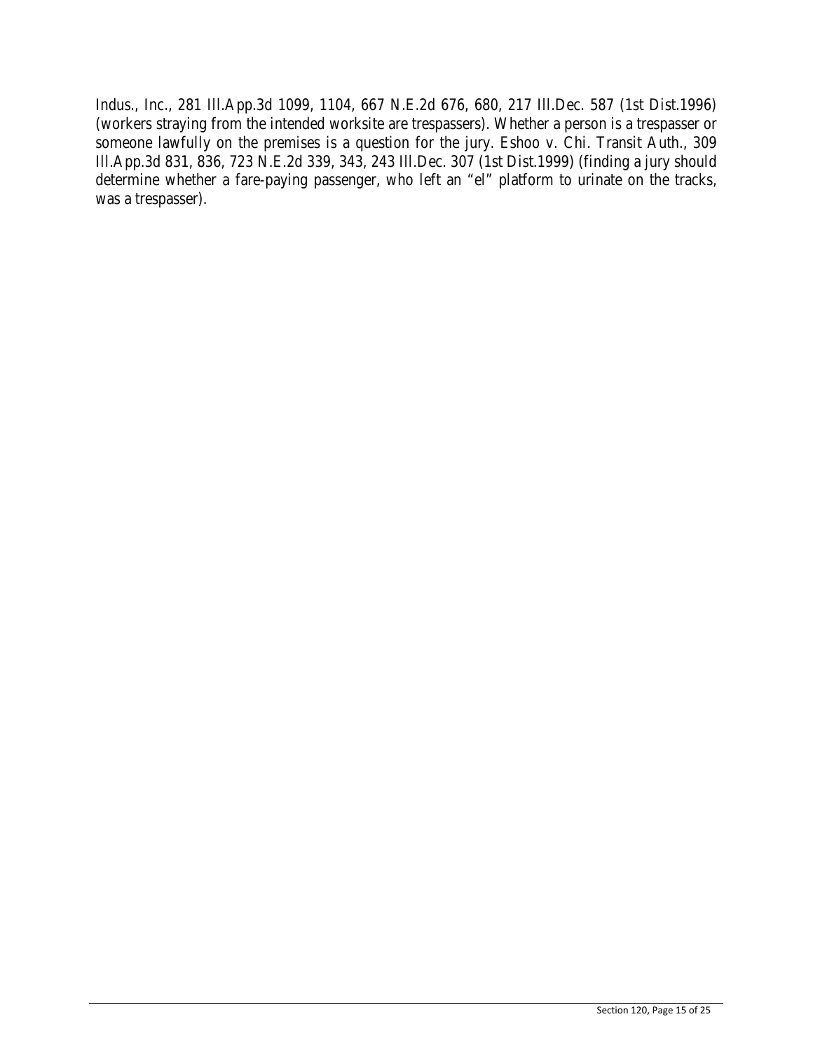Indus., Inc., 281 Ill.App.3d 1099, 1104, 667 N.E.2d 676, 680, 217 Ill.Dec. 587 (1st Dist.1996) (workers straying from the intended worksite are trespassers). Whether a person is a trespasser or someone lawfully on the premises is a question for the jury. Eshoo v. Chi. Transit Auth., 309 Ill.App.3d 831, 836, 723 N.E.2d 339, 343, 243 Ill.Dec. 307 (1st Dist.1999) (finding a jury should determine whether a fare-paying passenger, who left an "el" platform to urinate on the tracks, was a trespasser).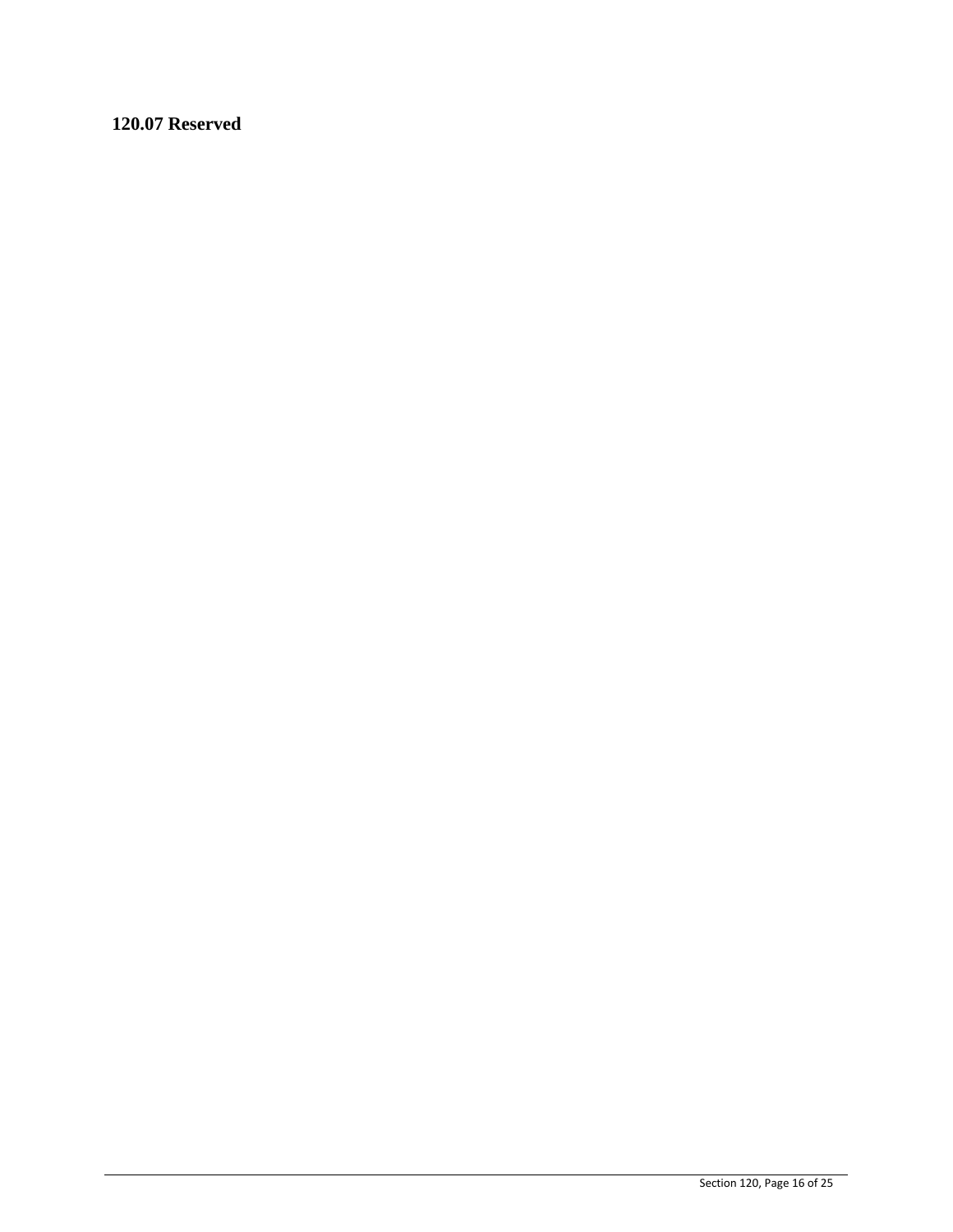## 120.07 Reserved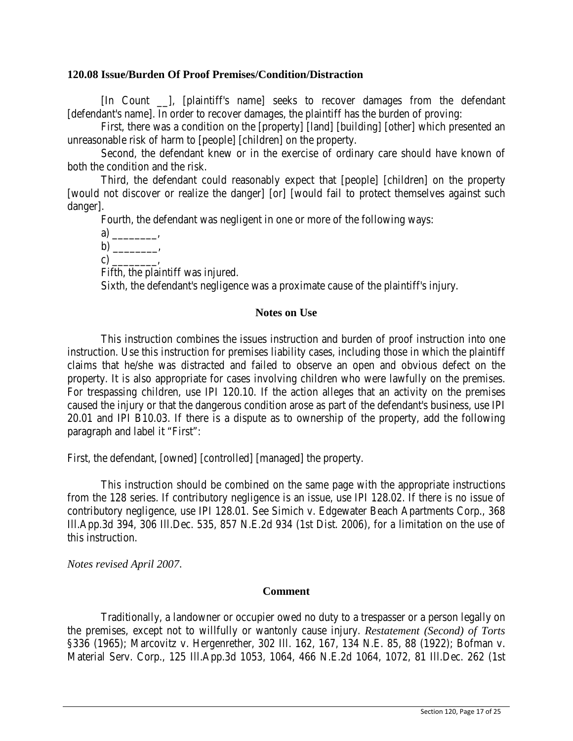**120.08 Issue/Burden Of Proof Premises/Condition/Distraction**

[In Count __], [plaintiff's name] seeks to recover damages from the defendant [defendant's name]. In order to recover damages, the plaintiff has the burden of proving:

First, there was a condition on the [property] [land] [building] [other] which presented an unreasonable risk of harm to [people] [children] on the property.

Second, the defendant knew or in the exercise of ordinary care should have known of both the condition and the risk.

Third, the defendant could reasonably expect that [people] [children] on the property [would not discover or realize the danger] [or] [would fail to protect themselves against such danger].

Fourth, the defendant was negligent in one or more of the following ways:

a) ________,

b) ________,

c) ________,

Fifth, the plaintiff was injured.

Sixth, the defendant's negligence was a proximate cause of the plaintiff's injury.

**Notes on Use**

This instruction combines the issues instruction and burden of proof instruction into one instruction. Use this instruction for premises liability cases, including those in which the plaintiff claims that he/she was distracted and failed to observe an open and obvious defect on the property. It is also appropriate for cases involving children who were lawfully on the premises. For trespassing children, use IPI 120.10. If the action alleges that an activity on the premises caused the injury or that the dangerous condition arose as part of the defendant's business, use IPI 20.01 and IPI B10.03. If there is a dispute as to ownership of the property, add the following paragraph and label it "First":

First, the defendant, [owned] [controlled] [managed] the property.

This instruction should be combined on the same page with the appropriate instructions from the 128 series. If contributory negligence is an issue, use IPI 128.02. If there is no issue of contributory negligence, use IPI 128.01. See Simich v. Edgewater Beach Apartments Corp., 368 Ill.App.3d 394, 306 Ill.Dec. 535, 857 N.E.2d 934 (1st Dist. 2006), for a limitation on the use of this instruction.

*Notes revised April 2007.*

**Comment**

Traditionally, a landowner or occupier owed no duty to a trespasser or a person legally on the premises, except not to willfully or wantonly cause injury. *Restatement (Second) of Torts* §336 (1965); Marcovitz v. Hergenrether, 302 Ill. 162, 167, 134 N.E. 85, 88 (1922); Bofman v. Material Serv. Corp., 125 Ill.App.3d 1053, 1064, 466 N.E.2d 1064, 1072, 81 Ill.Dec. 262 (1st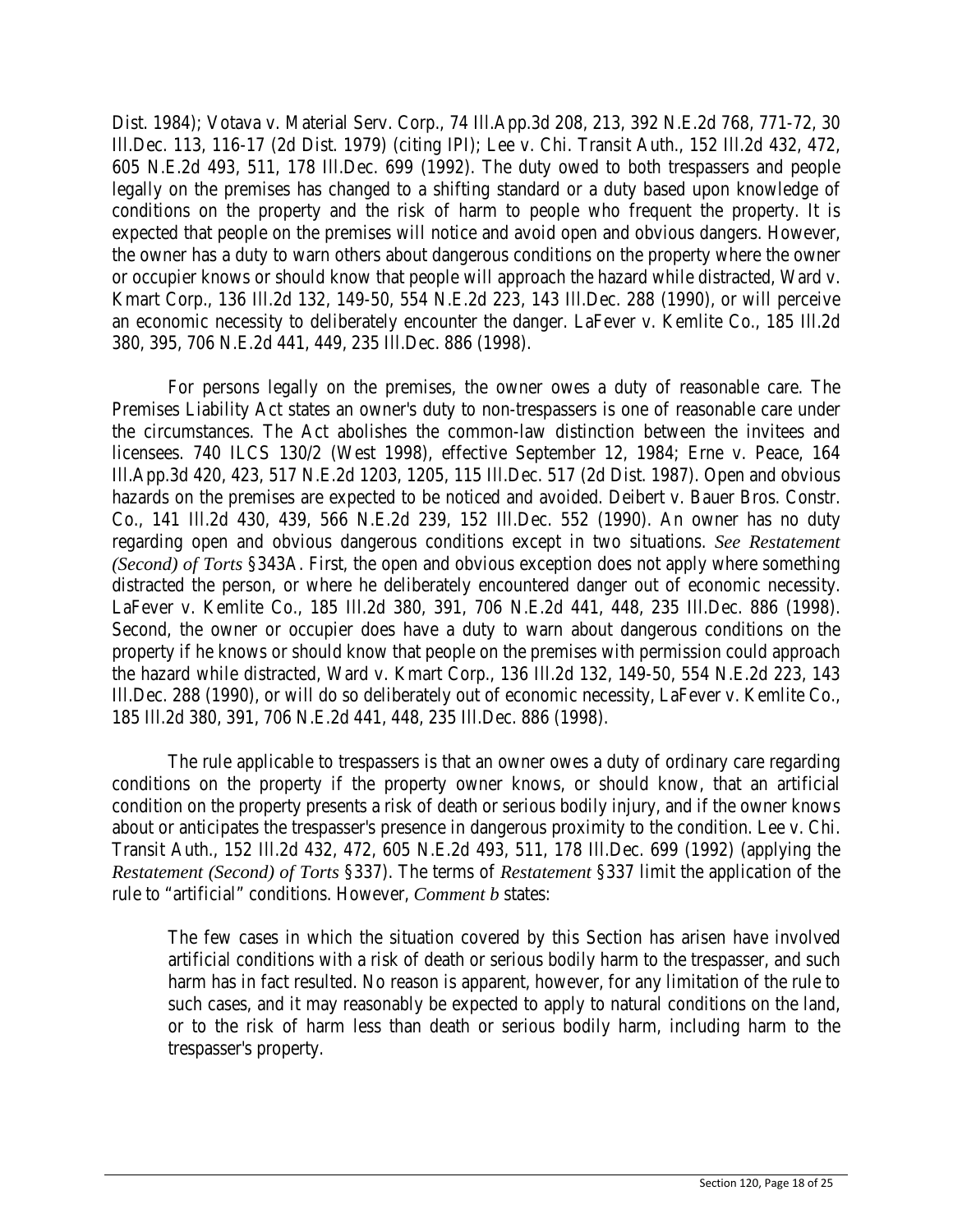Dist. 1984); Votava v. Material Serv. Corp., 74 Ill.App.3d 208, 213, 392 N.E.2d 768, 771-72, 30 Ill.Dec. 113, 116-17 (2d Dist. 1979) (citing IPI); Lee v. Chi. Transit Auth., 152 Ill.2d 432, 472, 605 N.E.2d 493, 511, 178 Ill.Dec. 699 (1992). The duty owed to both trespassers and people legally on the premises has changed to a shifting standard or a duty based upon knowledge of conditions on the property and the risk of harm to people who frequent the property. It is expected that people on the premises will notice and avoid open and obvious dangers. However, the owner has a duty to warn others about dangerous conditions on the property where the owner or occupier knows or should know that people will approach the hazard while distracted, Ward v. Kmart Corp., 136 Ill.2d 132, 149-50, 554 N.E.2d 223, 143 Ill.Dec. 288 (1990), or will perceive an economic necessity to deliberately encounter the danger. LaFever v. Kemlite Co., 185 Ill.2d 380, 395, 706 N.E.2d 441, 449, 235 Ill.Dec. 886 (1998).

For persons legally on the premises, the owner owes a duty of reasonable care. The Premises Liability Act states an owner's duty to non-trespassers is one of reasonable care under the circumstances. The Act abolishes the common-law distinction between the invitees and licensees. 740 ILCS 130/2 (West 1998), effective September 12, 1984; Erne v. Peace, 164 Ill.App.3d 420, 423, 517 N.E.2d 1203, 1205, 115 Ill.Dec. 517 (2d Dist. 1987). Open and obvious hazards on the premises are expected to be noticed and avoided. Deibert v. Bauer Bros. Constr. Co., 141 Ill.2d 430, 439, 566 N.E.2d 239, 152 Ill.Dec. 552 (1990). An owner has no duty regarding open and obvious dangerous conditions except in two situations. *See Restatement (Second) of Torts* §343A. First, the open and obvious exception does not apply where something distracted the person, or where he deliberately encountered danger out of economic necessity. LaFever v. Kemlite Co., 185 Ill.2d 380, 391, 706 N.E.2d 441, 448, 235 Ill.Dec. 886 (1998). Second, the owner or occupier does have a duty to warn about dangerous conditions on the property if he knows or should know that people on the premises with permission could approach the hazard while distracted, Ward v. Kmart Corp., 136 Ill.2d 132, 149-50, 554 N.E.2d 223, 143 Ill.Dec. 288 (1990), or will do so deliberately out of economic necessity, LaFever v. Kemlite Co., 185 Ill.2d 380, 391, 706 N.E.2d 441, 448, 235 Ill.Dec. 886 (1998).

The rule applicable to trespassers is that an owner owes a duty of ordinary care regarding conditions on the property if the property owner knows, or should know, that an artificial condition on the property presents a risk of death or serious bodily injury, and if the owner knows about or anticipates the trespasser's presence in dangerous proximity to the condition. Lee v. Chi. Transit Auth., 152 Ill.2d 432, 472, 605 N.E.2d 493, 511, 178 Ill.Dec. 699 (1992) (applying the *Restatement (Second) of Torts* §337). The terms of *Restatement* §337 limit the application of the rule to "artificial" conditions. However, *Comment b* states:

> The few cases in which the situation covered by this Section has arisen have involved artificial conditions with a risk of death or serious bodily harm to the trespasser, and such harm has in fact resulted. No reason is apparent, however, for any limitation of the rule to such cases, and it may reasonably be expected to apply to natural conditions on the land, or to the risk of harm less than death or serious bodily harm, including harm to the trespasser's property.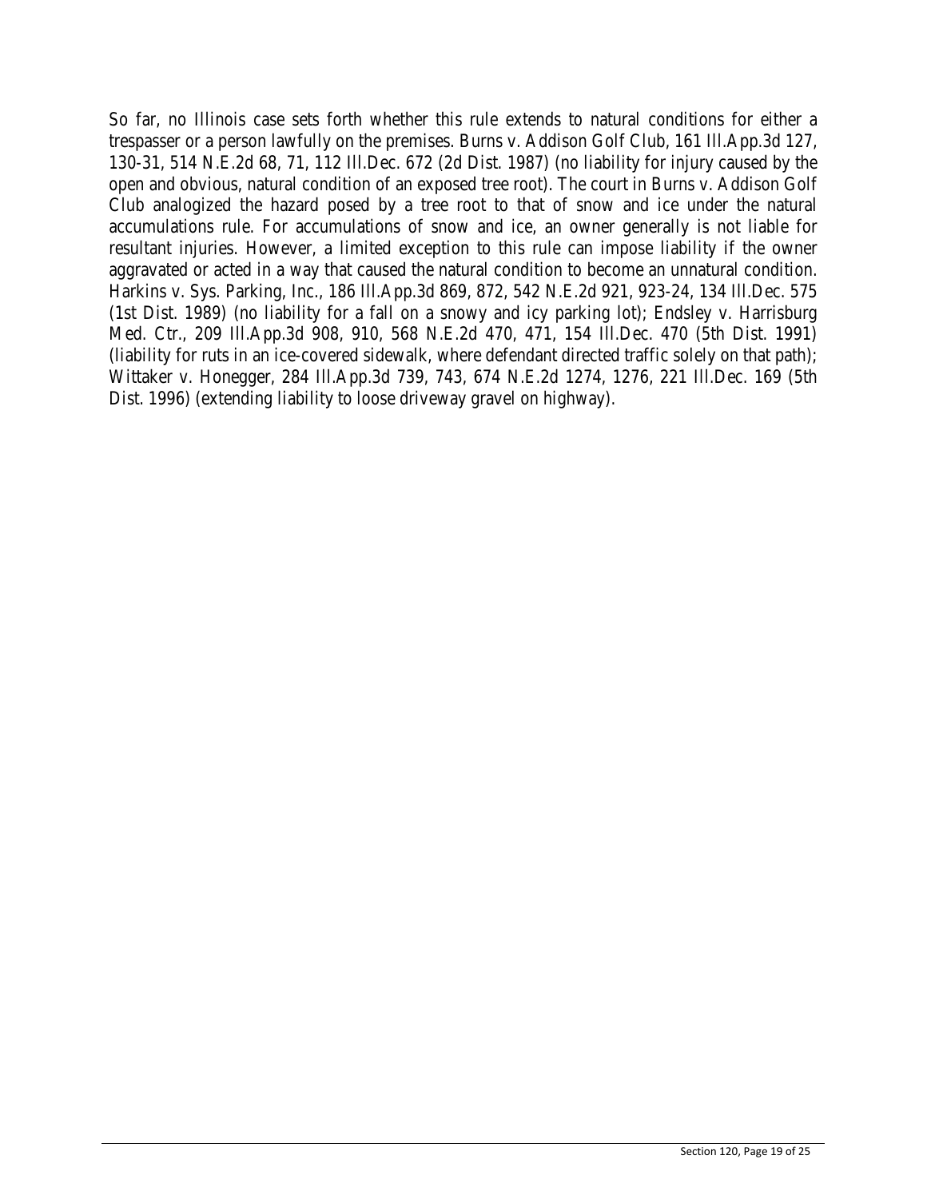So far, no Illinois case sets forth whether this rule extends to natural conditions for either a trespasser or a person lawfully on the premises. Burns v. Addison Golf Club, 161 Ill.App.3d 127, 130-31, 514 N.E.2d 68, 71, 112 Ill.Dec. 672 (2d Dist. 1987) (no liability for injury caused by the open and obvious, natural condition of an exposed tree root). The court in Burns v. Addison Golf Club analogized the hazard posed by a tree root to that of snow and ice under the natural accumulations rule. For accumulations of snow and ice, an owner generally is not liable for resultant injuries. However, a limited exception to this rule can impose liability if the owner aggravated or acted in a way that caused the natural condition to become an unnatural condition. Harkins v. Sys. Parking, Inc., 186 Ill.App.3d 869, 872, 542 N.E.2d 921, 923-24, 134 Ill.Dec. 575 (1st Dist. 1989) (no liability for a fall on a snowy and icy parking lot); Endsley v. Harrisburg Med. Ctr., 209 Ill.App.3d 908, 910, 568 N.E.2d 470, 471, 154 Ill.Dec. 470 (5th Dist. 1991) (liability for ruts in an ice-covered sidewalk, where defendant directed traffic solely on that path); Wittaker v. Honegger, 284 Ill.App.3d 739, 743, 674 N.E.2d 1274, 1276, 221 Ill.Dec. 169 (5th Dist. 1996) (extending liability to loose driveway gravel on highway).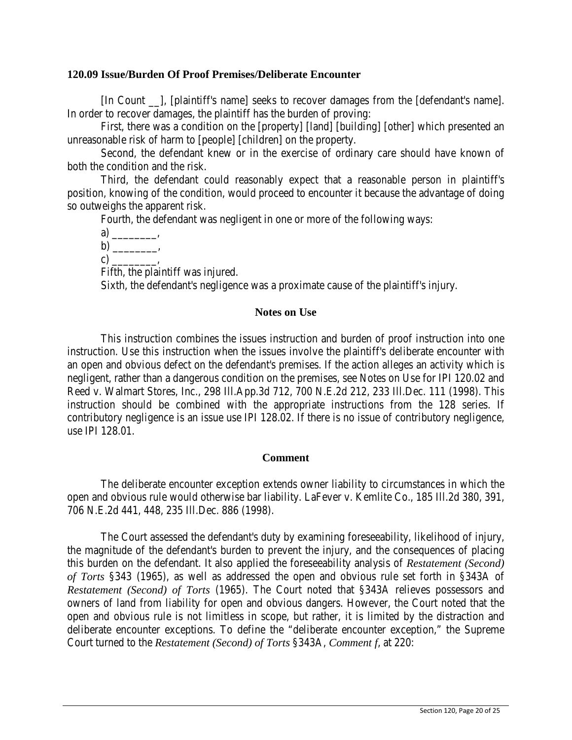### 120.09 Issue/Burden Of Proof Premises/Deliberate Encounter

[In Count __], [plaintiff's name] seeks to recover damages from the [defendant's name]. In order to recover damages, the plaintiff has the burden of proving:

First, there was a condition on the [property] [land] [building] [other] which presented an unreasonable risk of harm to [people] [children] on the property.

Second, the defendant knew or in the exercise of ordinary care should have known of both the condition and the risk.

Third, the defendant could reasonably expect that a reasonable person in plaintiff's position, knowing of the condition, would proceed to encounter it because the advantage of doing so outweighs the apparent risk.

Fourth, the defendant was negligent in one or more of the following ways:

a) ________,

b) ________,

c) ________,

Fifth, the plaintiff was injured.

Sixth, the defendant's negligence was a proximate cause of the plaintiff's injury.

#### Notes on Use

This instruction combines the issues instruction and burden of proof instruction into one instruction. Use this instruction when the issues involve the plaintiff's deliberate encounter with an open and obvious defect on the defendant's premises. If the action alleges an activity which is negligent, rather than a dangerous condition on the premises, see Notes on Use for IPI 120.02 and Reed v. Walmart Stores, Inc., 298 Ill.App.3d 712, 700 N.E.2d 212, 233 Ill.Dec. 111 (1998). This instruction should be combined with the appropriate instructions from the 128 series. If contributory negligence is an issue use IPI 128.02. If there is no issue of contributory negligence, use IPI 128.01.

#### Comment

The deliberate encounter exception extends owner liability to circumstances in which the open and obvious rule would otherwise bar liability. LaFever v. Kemlite Co., 185 Ill.2d 380, 391, 706 N.E.2d 441, 448, 235 Ill.Dec. 886 (1998).

The Court assessed the defendant's duty by examining foreseeability, likelihood of injury, the magnitude of the defendant's burden to prevent the injury, and the consequences of placing this burden on the defendant. It also applied the foreseeability analysis of *Restatement (Second) of Torts* §343 (1965), as well as addressed the open and obvious rule set forth in §343A of *Restatement (Second) of Torts* (1965). The Court noted that §343A relieves possessors and owners of land from liability for open and obvious dangers. However, the Court noted that the open and obvious rule is not limitless in scope, but rather, it is limited by the distraction and deliberate encounter exceptions. To define the "deliberate encounter exception," the Supreme Court turned to the *Restatement (Second) of Torts* §343A, *Comment f*, at 220: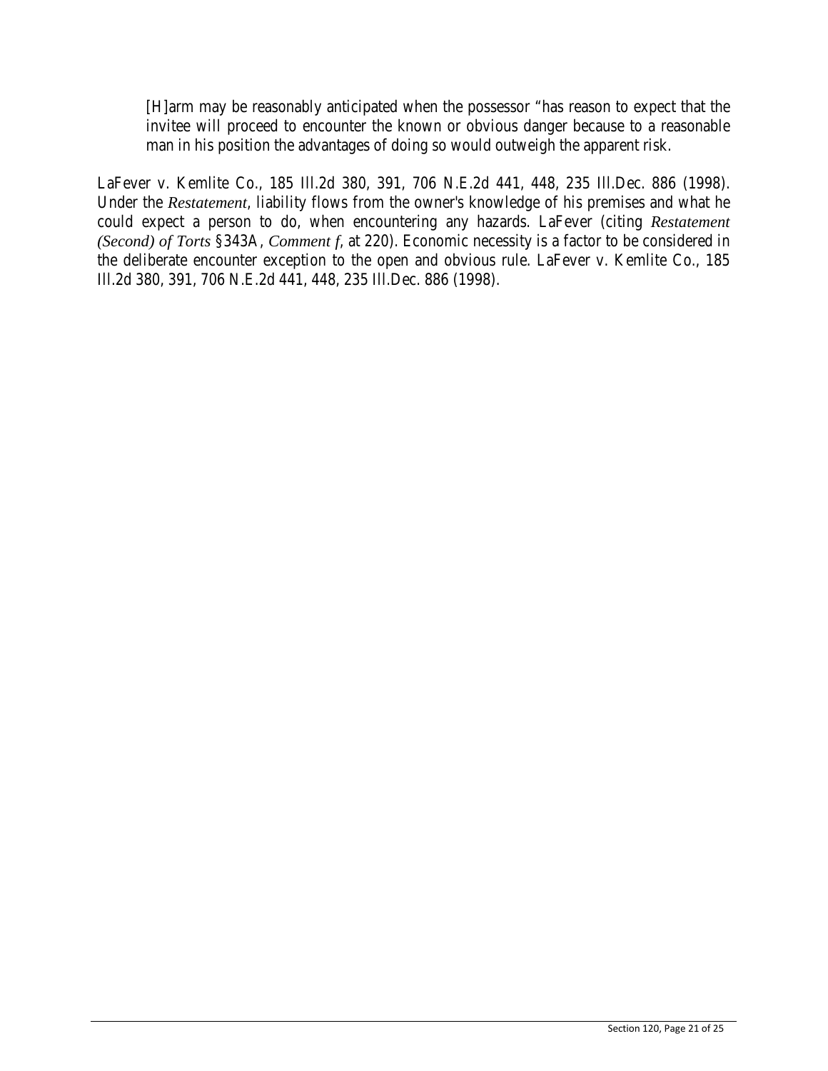> [H]arm may be reasonably anticipated when the possessor "has reason to expect that the invitee will proceed to encounter the known or obvious danger because to a reasonable man in his position the advantages of doing so would outweigh the apparent risk.

LaFever v. Kemlite Co., 185 Ill.2d 380, 391, 706 N.E.2d 441, 448, 235 Ill.Dec. 886 (1998). Under the *Restatement*, liability flows from the owner's knowledge of his premises and what he could expect a person to do, when encountering any hazards. LaFever (citing *Restatement (Second) of Torts* §343A, *Comment f*, at 220). Economic necessity is a factor to be considered in the deliberate encounter exception to the open and obvious rule. LaFever v. Kemlite Co., 185 Ill.2d 380, 391, 706 N.E.2d 441, 448, 235 Ill.Dec. 886 (1998).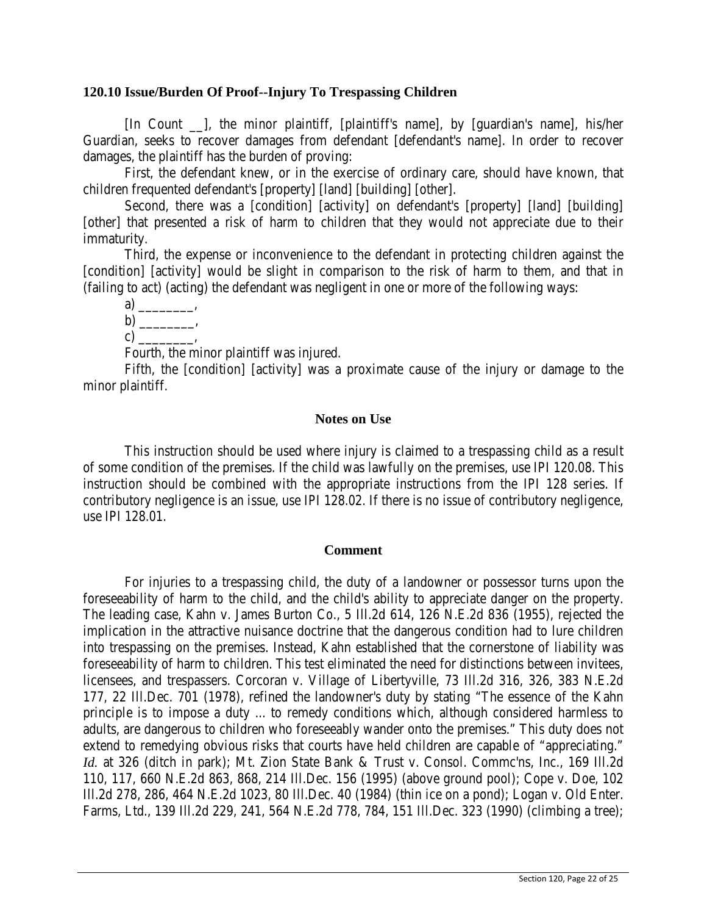### 120.10 Issue/Burden Of Proof--Injury To Trespassing Children

[In Count __], the minor plaintiff, [plaintiff's name], by [guardian's name], his/her Guardian, seeks to recover damages from defendant [defendant's name]. In order to recover damages, the plaintiff has the burden of proving:

First, the defendant knew, or in the exercise of ordinary care, should have known, that children frequented defendant's [property] [land] [building] [other].

Second, there was a [condition] [activity] on defendant's [property] [land] [building] [other] that presented a risk of harm to children that they would not appreciate due to their immaturity.

Third, the expense or inconvenience to the defendant in protecting children against the [condition] [activity] would be slight in comparison to the risk of harm to them, and that in (failing to act) (acting) the defendant was negligent in one or more of the following ways:

a) ________,
b) ________,
c) ________,

Fourth, the minor plaintiff was injured.

Fifth, the [condition] [activity] was a proximate cause of the injury or damage to the minor plaintiff.

#### Notes on Use

This instruction should be used where injury is claimed to a trespassing child as a result of some condition of the premises. If the child was lawfully on the premises, use IPI 120.08. This instruction should be combined with the appropriate instructions from the IPI 128 series. If contributory negligence is an issue, use IPI 128.02. If there is no issue of contributory negligence, use IPI 128.01.

#### Comment

For injuries to a trespassing child, the duty of a landowner or possessor turns upon the foreseeability of harm to the child, and the child's ability to appreciate danger on the property. The leading case, Kahn v. James Burton Co., 5 Ill.2d 614, 126 N.E.2d 836 (1955), rejected the implication in the attractive nuisance doctrine that the dangerous condition had to lure children into trespassing on the premises. Instead, Kahn established that the cornerstone of liability was foreseeability of harm to children. This test eliminated the need for distinctions between invitees, licensees, and trespassers. Corcoran v. Village of Libertyville, 73 Ill.2d 316, 326, 383 N.E.2d 177, 22 Ill.Dec. 701 (1978), refined the landowner's duty by stating "The essence of the Kahn principle is to impose a duty ... to remedy conditions which, although considered harmless to adults, are dangerous to children who foreseeably wander onto the premises." This duty does not extend to remedying obvious risks that courts have held children are capable of "appreciating." *Id*. at 326 (ditch in park); Mt. Zion State Bank & Trust v. Consol. Commc'ns, Inc., 169 Ill.2d 110, 117, 660 N.E.2d 863, 868, 214 Ill.Dec. 156 (1995) (above ground pool); Cope v. Doe, 102 Ill.2d 278, 286, 464 N.E.2d 1023, 80 Ill.Dec. 40 (1984) (thin ice on a pond); Logan v. Old Enter. Farms, Ltd., 139 Ill.2d 229, 241, 564 N.E.2d 778, 784, 151 Ill.Dec. 323 (1990) (climbing a tree);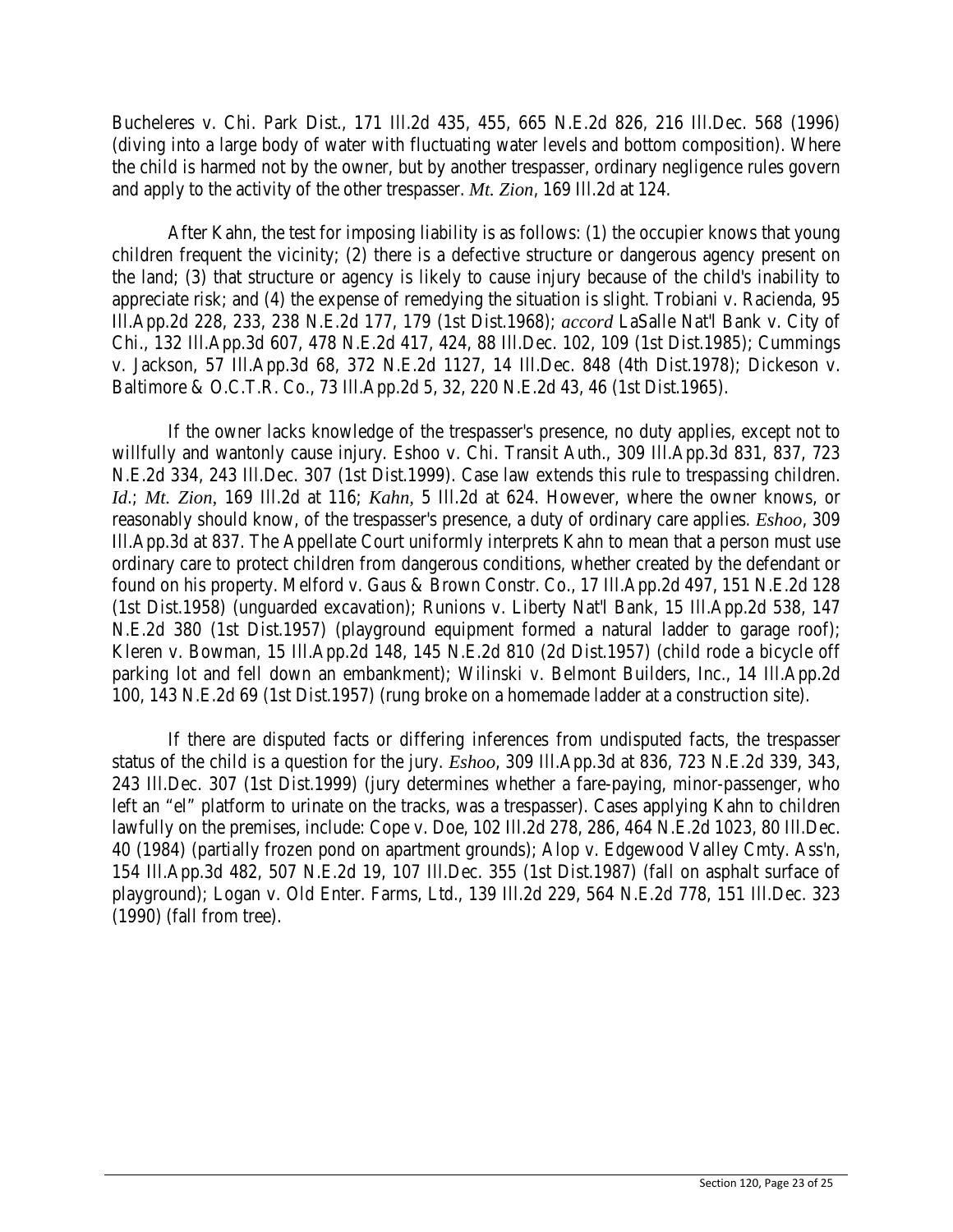Bucheleres v. Chi. Park Dist., 171 Ill.2d 435, 455, 665 N.E.2d 826, 216 Ill.Dec. 568 (1996) (diving into a large body of water with fluctuating water levels and bottom composition). Where the child is harmed not by the owner, but by another trespasser, ordinary negligence rules govern and apply to the activity of the other trespasser. *Mt. Zion*, 169 Ill.2d at 124.

After Kahn, the test for imposing liability is as follows: (1) the occupier knows that young children frequent the vicinity; (2) there is a defective structure or dangerous agency present on the land; (3) that structure or agency is likely to cause injury because of the child's inability to appreciate risk; and (4) the expense of remedying the situation is slight. Trobiani v. Racienda, 95 Ill.App.2d 228, 233, 238 N.E.2d 177, 179 (1st Dist.1968); *accord* LaSalle Nat'l Bank v. City of Chi., 132 Ill.App.3d 607, 478 N.E.2d 417, 424, 88 Ill.Dec. 102, 109 (1st Dist.1985); Cummings v. Jackson, 57 Ill.App.3d 68, 372 N.E.2d 1127, 14 Ill.Dec. 848 (4th Dist.1978); Dickeson v. Baltimore & O.C.T.R. Co., 73 Ill.App.2d 5, 32, 220 N.E.2d 43, 46 (1st Dist.1965).

If the owner lacks knowledge of the trespasser's presence, no duty applies, except not to willfully and wantonly cause injury. Eshoo v. Chi. Transit Auth., 309 Ill.App.3d 831, 837, 723 N.E.2d 334, 243 Ill.Dec. 307 (1st Dist.1999). Case law extends this rule to trespassing children. *Id.*; *Mt. Zion*, 169 Ill.2d at 116; *Kahn*, 5 Ill.2d at 624. However, where the owner knows, or reasonably should know, of the trespasser's presence, a duty of ordinary care applies. *Eshoo*, 309 Ill.App.3d at 837. The Appellate Court uniformly interprets Kahn to mean that a person must use ordinary care to protect children from dangerous conditions, whether created by the defendant or found on his property. Melford v. Gaus & Brown Constr. Co., 17 Ill.App.2d 497, 151 N.E.2d 128 (1st Dist.1958) (unguarded excavation); Runions v. Liberty Nat'l Bank, 15 Ill.App.2d 538, 147 N.E.2d 380 (1st Dist.1957) (playground equipment formed a natural ladder to garage roof); Kleren v. Bowman, 15 Ill.App.2d 148, 145 N.E.2d 810 (2d Dist.1957) (child rode a bicycle off parking lot and fell down an embankment); Wilinski v. Belmont Builders, Inc., 14 Ill.App.2d 100, 143 N.E.2d 69 (1st Dist.1957) (rung broke on a homemade ladder at a construction site).

If there are disputed facts or differing inferences from undisputed facts, the trespasser status of the child is a question for the jury. *Eshoo*, 309 Ill.App.3d at 836, 723 N.E.2d 339, 343, 243 Ill.Dec. 307 (1st Dist.1999) (jury determines whether a fare-paying, minor-passenger, who left an "el" platform to urinate on the tracks, was a trespasser). Cases applying Kahn to children lawfully on the premises, include: Cope v. Doe, 102 Ill.2d 278, 286, 464 N.E.2d 1023, 80 Ill.Dec. 40 (1984) (partially frozen pond on apartment grounds); Alop v. Edgewood Valley Cmty. Ass'n, 154 Ill.App.3d 482, 507 N.E.2d 19, 107 Ill.Dec. 355 (1st Dist.1987) (fall on asphalt surface of playground); Logan v. Old Enter. Farms, Ltd., 139 Ill.2d 229, 564 N.E.2d 778, 151 Ill.Dec. 323 (1990) (fall from tree).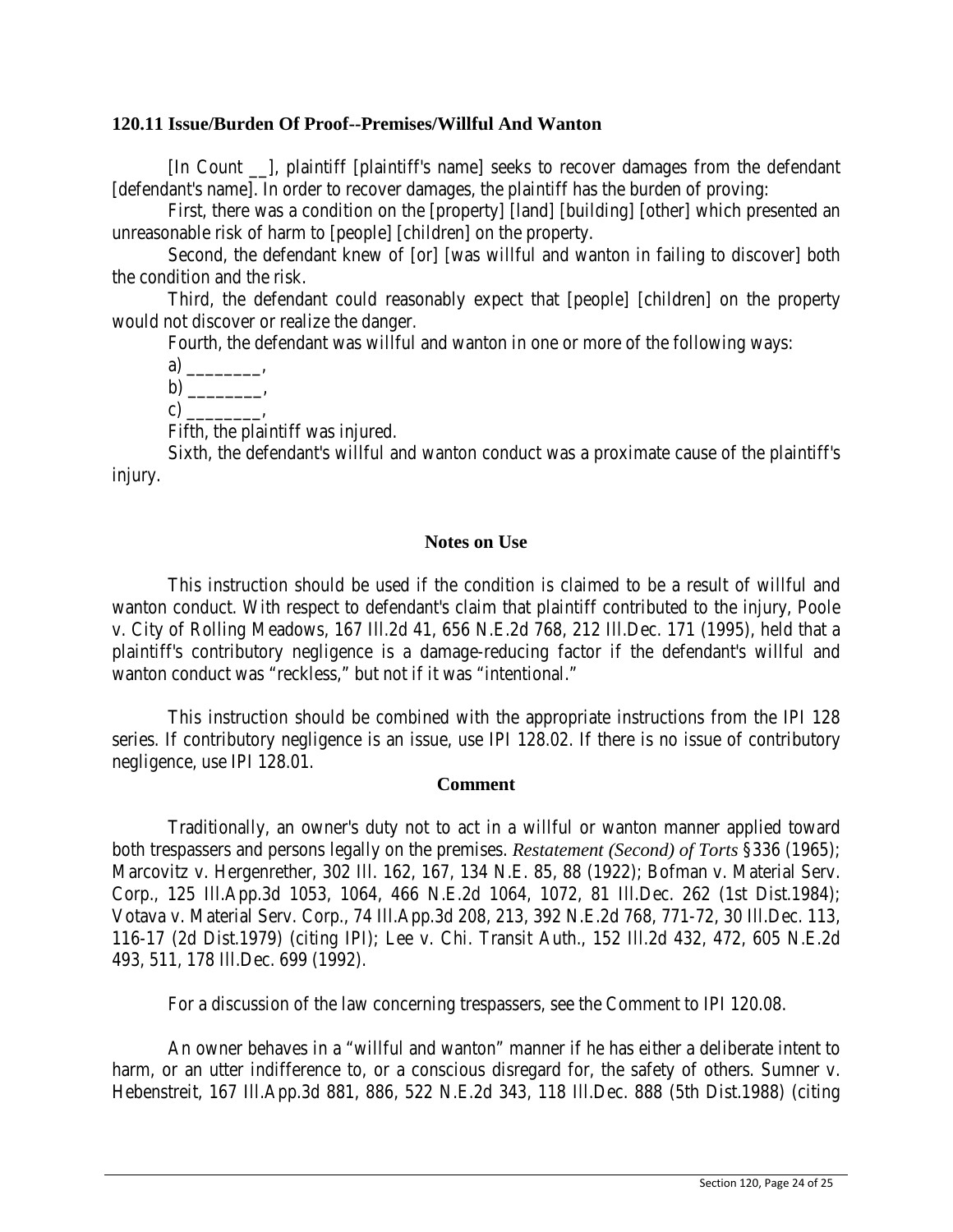### 120.11 Issue/Burden Of Proof--Premises/Willful And Wanton

[In Count __], plaintiff [plaintiff's name] seeks to recover damages from the defendant [defendant's name]. In order to recover damages, the plaintiff has the burden of proving:

First, there was a condition on the [property] [land] [building] [other] which presented an unreasonable risk of harm to [people] [children] on the property.

Second, the defendant knew of [or] [was willful and wanton in failing to discover] both the condition and the risk.

Third, the defendant could reasonably expect that [people] [children] on the property would not discover or realize the danger.

Fourth, the defendant was willful and wanton in one or more of the following ways:

a) ________,

b) ________,

c) ________,

Fifth, the plaintiff was injured.

Sixth, the defendant's willful and wanton conduct was a proximate cause of the plaintiff's injury.

#### Notes on Use

This instruction should be used if the condition is claimed to be a result of willful and wanton conduct. With respect to defendant's claim that plaintiff contributed to the injury, Poole v. City of Rolling Meadows, 167 Ill.2d 41, 656 N.E.2d 768, 212 Ill.Dec. 171 (1995), held that a plaintiff's contributory negligence is a damage-reducing factor if the defendant's willful and wanton conduct was "reckless," but not if it was "intentional."

This instruction should be combined with the appropriate instructions from the IPI 128 series. If contributory negligence is an issue, use IPI 128.02. If there is no issue of contributory negligence, use IPI 128.01.

#### Comment

Traditionally, an owner's duty not to act in a willful or wanton manner applied toward both trespassers and persons legally on the premises. *Restatement (Second) of Torts* §336 (1965); Marcovitz v. Hergenrether, 302 Ill. 162, 167, 134 N.E. 85, 88 (1922); Bofman v. Material Serv. Corp., 125 Ill.App.3d 1053, 1064, 466 N.E.2d 1064, 1072, 81 Ill.Dec. 262 (1st Dist.1984); Votava v. Material Serv. Corp., 74 Ill.App.3d 208, 213, 392 N.E.2d 768, 771-72, 30 Ill.Dec. 113, 116-17 (2d Dist.1979) (citing IPI); Lee v. Chi. Transit Auth., 152 Ill.2d 432, 472, 605 N.E.2d 493, 511, 178 Ill.Dec. 699 (1992).

For a discussion of the law concerning trespassers, see the Comment to IPI 120.08.

An owner behaves in a "willful and wanton" manner if he has either a deliberate intent to harm, or an utter indifference to, or a conscious disregard for, the safety of others. Sumner v. Hebenstreit, 167 Ill.App.3d 881, 886, 522 N.E.2d 343, 118 Ill.Dec. 888 (5th Dist.1988) (citing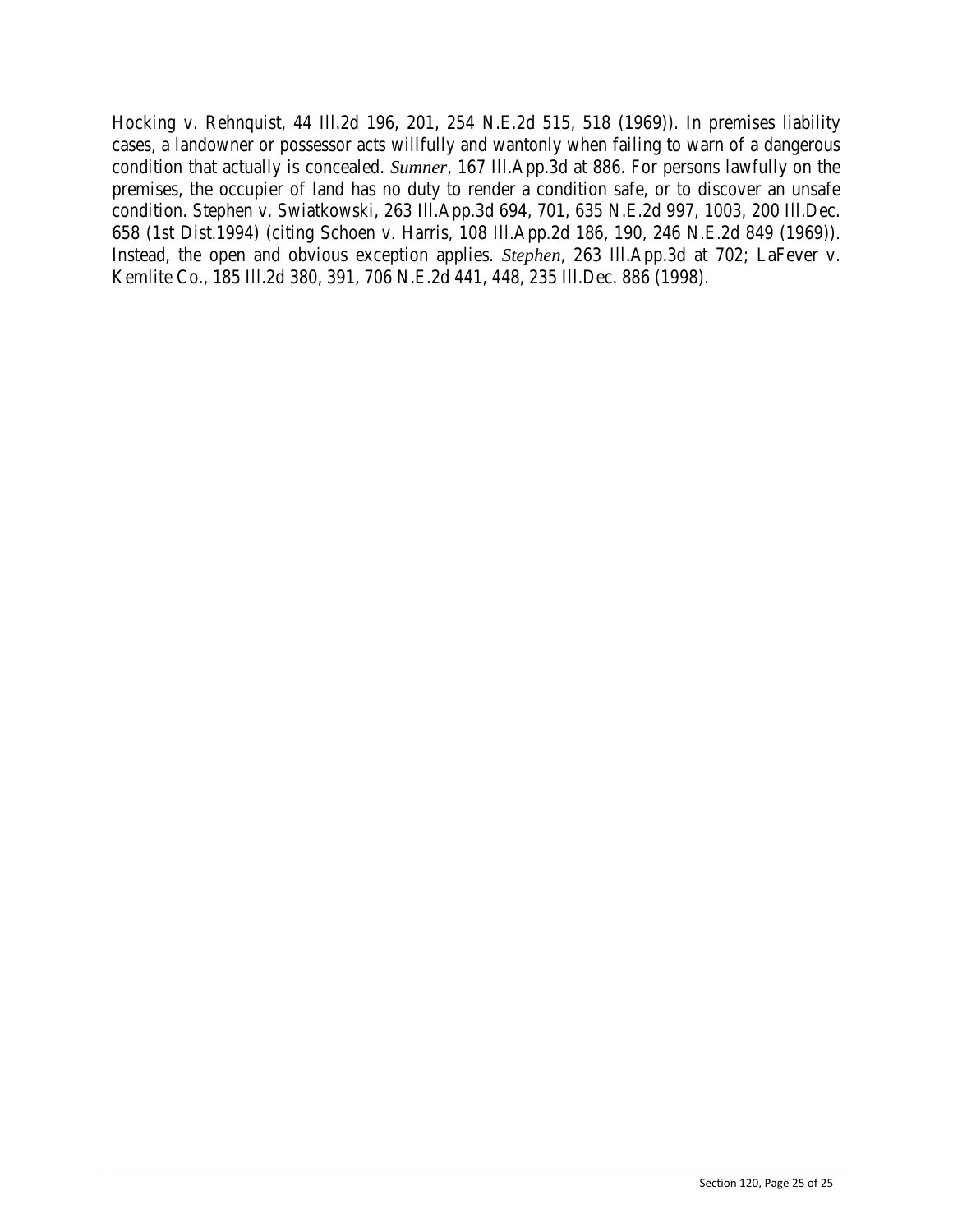Hocking v. Rehnquist, 44 Ill.2d 196, 201, 254 N.E.2d 515, 518 (1969)). In premises liability cases, a landowner or possessor acts willfully and wantonly when failing to warn of a dangerous condition that actually is concealed. *Sumner*, 167 Ill.App.3d at 886. For persons lawfully on the premises, the occupier of land has no duty to render a condition safe, or to discover an unsafe condition. Stephen v. Swiatkowski, 263 Ill.App.3d 694, 701, 635 N.E.2d 997, 1003, 200 Ill.Dec. 658 (1st Dist.1994) (citing Schoen v. Harris, 108 Ill.App.2d 186, 190, 246 N.E.2d 849 (1969)). Instead, the open and obvious exception applies. *Stephen*, 263 Ill.App.3d at 702; LaFever v. Kemlite Co., 185 Ill.2d 380, 391, 706 N.E.2d 441, 448, 235 Ill.Dec. 886 (1998).